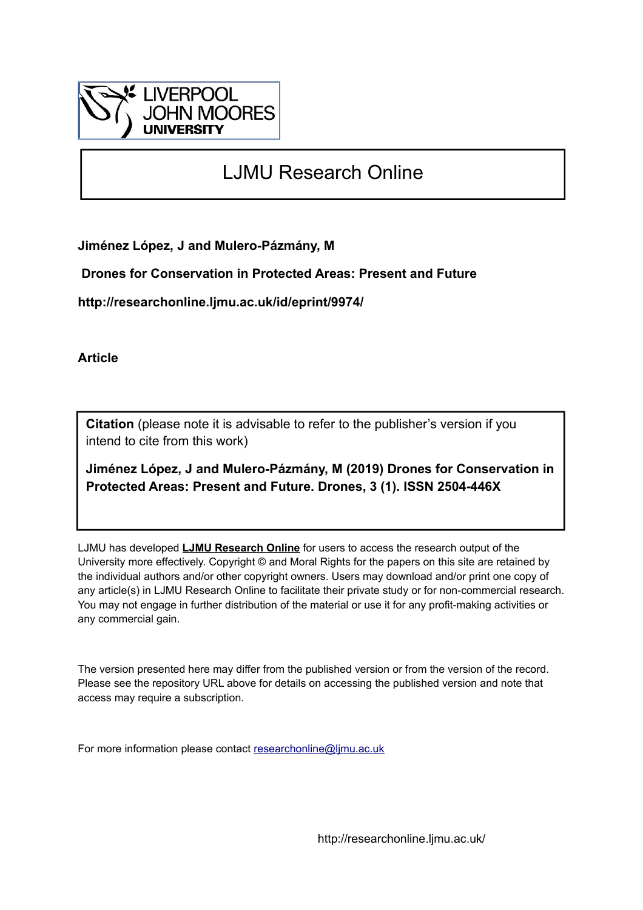LIVERPOOL JOHN MOORES UNIVERSITY

# LJMU Research Online

**Jiménez López, J and Mulero-Pázmány, M**

**Drones for Conservation in Protected Areas: Present and Future**

**http://researchonline.ljmu.ac.uk/id/eprint/9974/**

**Article**

**Citation** (please note it is advisable to refer to the publisher's version if you intend to cite from this work)

**Jiménez López, J and Mulero-Pázmány, M (2019) Drones for Conservation in Protected Areas: Present and Future. Drones, 3 (1). ISSN 2504-446X**

LJMU has developed **LJMU Research Online** for users to access the research output of the University more effectively. Copyright © and Moral Rights for the papers on this site are retained by the individual authors and/or other copyright owners. Users may download and/or print one copy of any article(s) in LJMU Research Online to facilitate their private study or for non-commercial research. You may not engage in further distribution of the material or use it for any profit-making activities or any commercial gain.

The version presented here may differ from the published version or from the version of the record. Please see the repository URL above for details on accessing the published version and note that access may require a subscription.

For more information please contact researchonline@ljmu.ac.uk

http://researchonline.ljmu.ac.uk/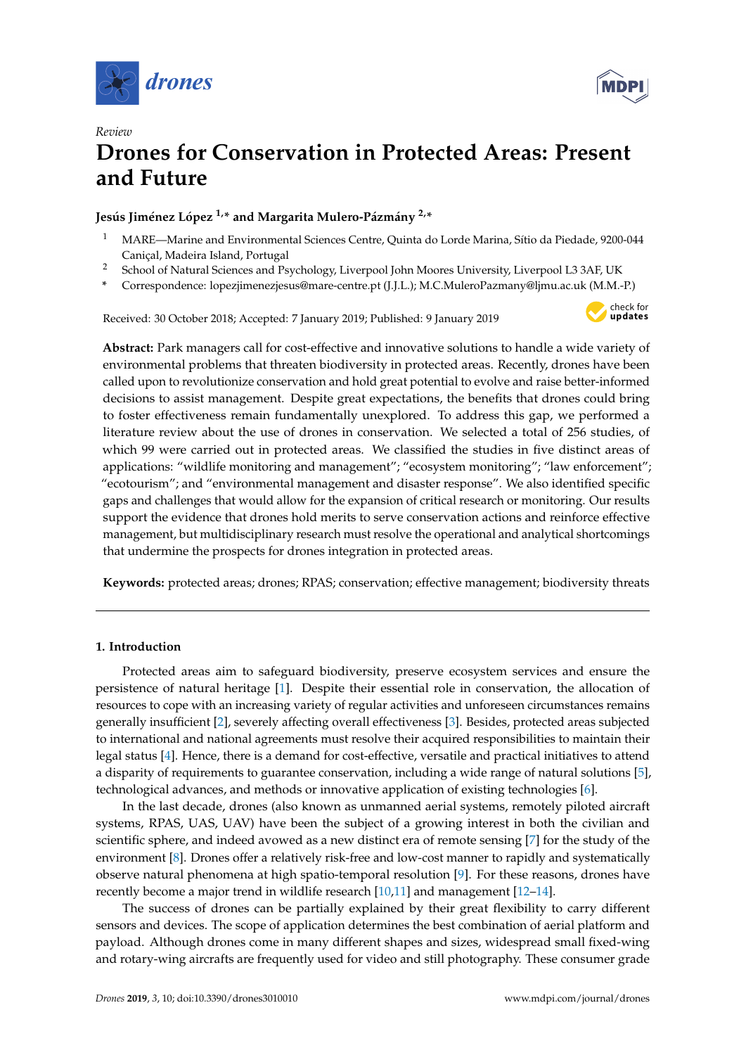Review

# Drones for Conservation in Protected Areas: Present and Future

**Jesús Jiménez López [1,*] and Margarita Mulero-Pázmány [2,*]**

[1] MARE—Marine and Environmental Sciences Centre, Quinta do Lorde Marina, Sítio da Piedade, 9200-044 Caniçal, Madeira Island, Portugal

[2] School of Natural Sciences and Psychology, Liverpool John Moores University, Liverpool L3 3AF, UK

[*] Correspondence: lopezjimenezjesus@mare-centre.pt (J.J.L.); M.C.MuleroPazmany@ljmu.ac.uk (M.M.-P.)

Received: 30 October 2018; Accepted: 7 January 2019; Published: 9 January 2019

**Abstract:** Park managers call for cost-effective and innovative solutions to handle a wide variety of environmental problems that threaten biodiversity in protected areas. Recently, drones have been called upon to revolutionize conservation and hold great potential to evolve and raise better-informed decisions to assist management. Despite great expectations, the benefits that drones could bring to foster effectiveness remain fundamentally unexplored. To address this gap, we performed a literature review about the use of drones in conservation. We selected a total of 256 studies, of which 99 were carried out in protected areas. We classified the studies in five distinct areas of applications: "wildlife monitoring and management"; "ecosystem monitoring"; "law enforcement"; "ecotourism"; and "environmental management and disaster response". We also identified specific gaps and challenges that would allow for the expansion of critical research or monitoring. Our results support the evidence that drones hold merits to serve conservation actions and reinforce effective management, but multidisciplinary research must resolve the operational and analytical shortcomings that undermine the prospects for drones integration in protected areas.

**Keywords:** protected areas; drones; RPAS; conservation; effective management; biodiversity threats

## 1. Introduction

Protected areas aim to safeguard biodiversity, preserve ecosystem services and ensure the persistence of natural heritage [1]. Despite their essential role in conservation, the allocation of resources to cope with an increasing variety of regular activities and unforeseen circumstances remains generally insufficient [2], severely affecting overall effectiveness [3]. Besides, protected areas subjected to international and national agreements must resolve their acquired responsibilities to maintain their legal status [4]. Hence, there is a demand for cost-effective, versatile and practical initiatives to attend a disparity of requirements to guarantee conservation, including a wide range of natural solutions [5], technological advances, and methods or innovative application of existing technologies [6].

In the last decade, drones (also known as unmanned aerial systems, remotely piloted aircraft systems, RPAS, UAS, UAV) have been the subject of a growing interest in both the civilian and scientific sphere, and indeed avowed as a new distinct era of remote sensing [7] for the study of the environment [8]. Drones offer a relatively risk-free and low-cost manner to rapidly and systematically observe natural phenomena at high spatio-temporal resolution [9]. For these reasons, drones have recently become a major trend in wildlife research [10,11] and management [12–14].

The success of drones can be partially explained by their great flexibility to carry different sensors and devices. The scope of application determines the best combination of aerial platform and payload. Although drones come in many different shapes and sizes, widespread small fixed-wing and rotary-wing aircrafts are frequently used for video and still photography. These consumer grade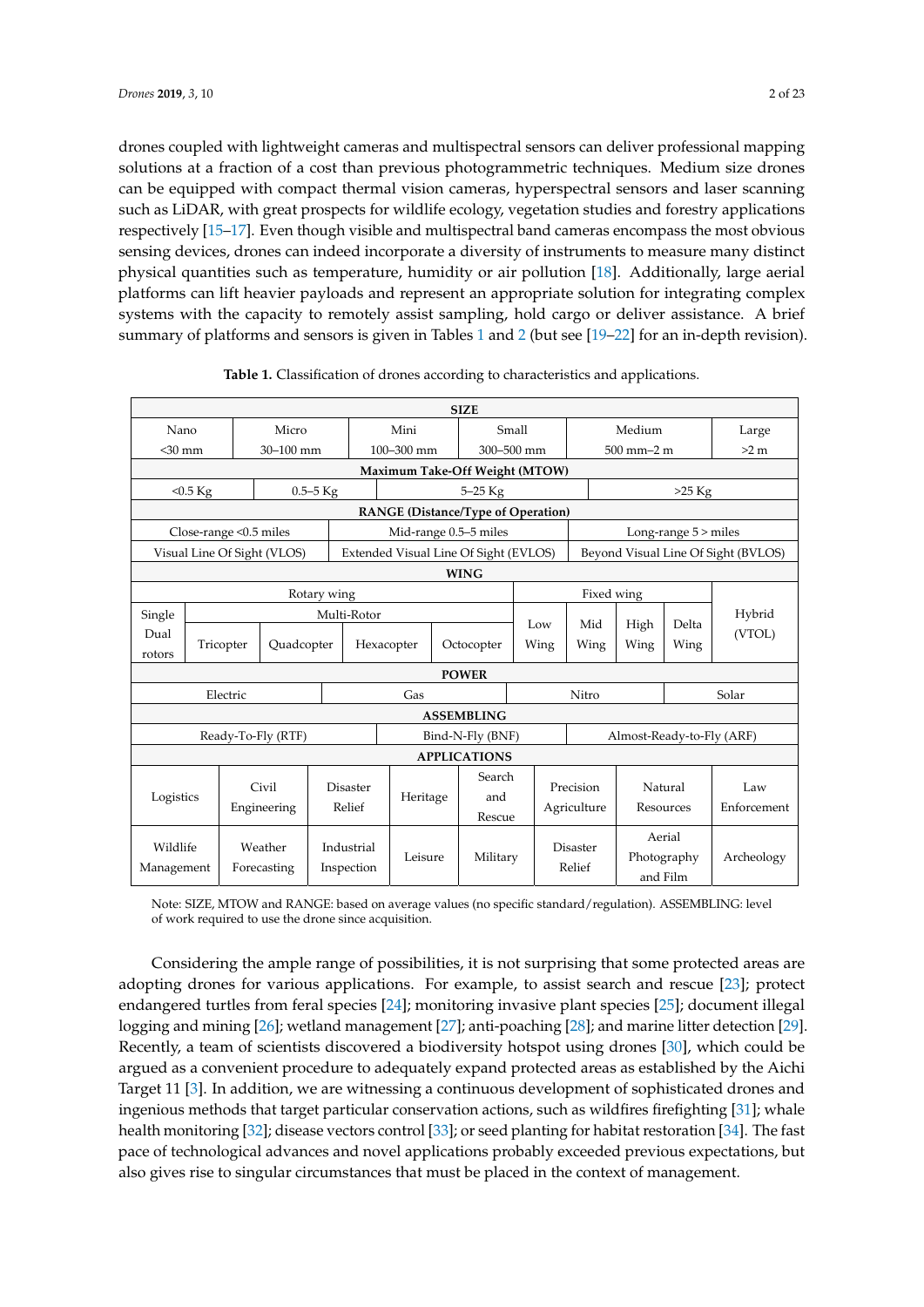drones coupled with lightweight cameras and multispectral sensors can deliver professional mapping solutions at a fraction of a cost than previous photogrammetric techniques. Medium size drones can be equipped with compact thermal vision cameras, hyperspectral sensors and laser scanning such as LiDAR, with great prospects for wildlife ecology, vegetation studies and forestry applications respectively [15–17]. Even though visible and multispectral band cameras encompass the most obvious sensing devices, drones can indeed incorporate a diversity of instruments to measure many distinct physical quantities such as temperature, humidity or air pollution [18]. Additionally, large aerial platforms can lift heavier payloads and represent an appropriate solution for integrating complex systems with the capacity to remotely assist sampling, hold cargo or deliver assistance. A brief summary of platforms and sensors is given in Tables 1 and 2 (but see [19–22] for an in-depth revision).

**Table 1.** Classification of drones according to characteristics and applications.

| **SIZE** | | | | | | | |
|---|---|---|---|---|---|---|---|
| Nano <30 mm | Micro 30–100 mm | Mini 100–300 mm | Small 300–500 mm | Medium 500 mm–2 m | | | Large >2 m |
| **Maximum Take-Off Weight (MTOW)** | | | | | | | |
| <0.5 Kg | 0.5–5 Kg | 5–25 Kg | | >25 Kg | | | |
| **RANGE (Distance/Type of Operation)** | | | | | | | |
| Close-range <0.5 miles | | Mid-range 0.5–5 miles | | Long-range 5 > miles | | | |
| Visual Line Of Sight (VLOS) | | Extended Visual Line Of Sight (EVLOS) | | Beyond Visual Line Of Sight (BVLOS) | | | |
| **WING** | | | | | | | |
| Rotary wing | | | | Fixed wing | | | Hybrid (VTOL) |
| Single Dual rotors | Multi-Rotor: Tricopter | Quadcopter | Hexacopter | Octocopter | Low Wing | Mid Wing | High Wing / Delta Wing |
| **POWER** | | | | | | | |
| Electric | | Gas | | Nitro | | Solar | |
| **ASSEMBLING** | | | | | | | |
| Ready-To-Fly (RTF) | | Bind-N-Fly (BNF) | | Almost-Ready-to-Fly (ARF) | | | |
| **APPLICATIONS** | | | | | | | |
| Logistics | Civil Engineering | Disaster Relief | Heritage | Search and Rescue | Precision Agriculture | Natural Resources | Law Enforcement |
| Wildlife Management | Weather Forecasting | Industrial Inspection | Leisure | Military | Disaster Relief | Aerial Photography and Film | Archeology |

Note: SIZE, MTOW and RANGE: based on average values (no specific standard/regulation). ASSEMBLING: level of work required to use the drone since acquisition.

Considering the ample range of possibilities, it is not surprising that some protected areas are adopting drones for various applications. For example, to assist search and rescue [23]; protect endangered turtles from feral species [24]; monitoring invasive plant species [25]; document illegal logging and mining [26]; wetland management [27]; anti-poaching [28]; and marine litter detection [29]. Recently, a team of scientists discovered a biodiversity hotspot using drones [30], which could be argued as a convenient procedure to adequately expand protected areas as established by the Aichi Target 11 [3]. In addition, we are witnessing a continuous development of sophisticated drones and ingenious methods that target particular conservation actions, such as wildfires firefighting [31]; whale health monitoring [32]; disease vectors control [33]; or seed planting for habitat restoration [34]. The fast pace of technological advances and novel applications probably exceeded previous expectations, but also gives rise to singular circumstances that must be placed in the context of management.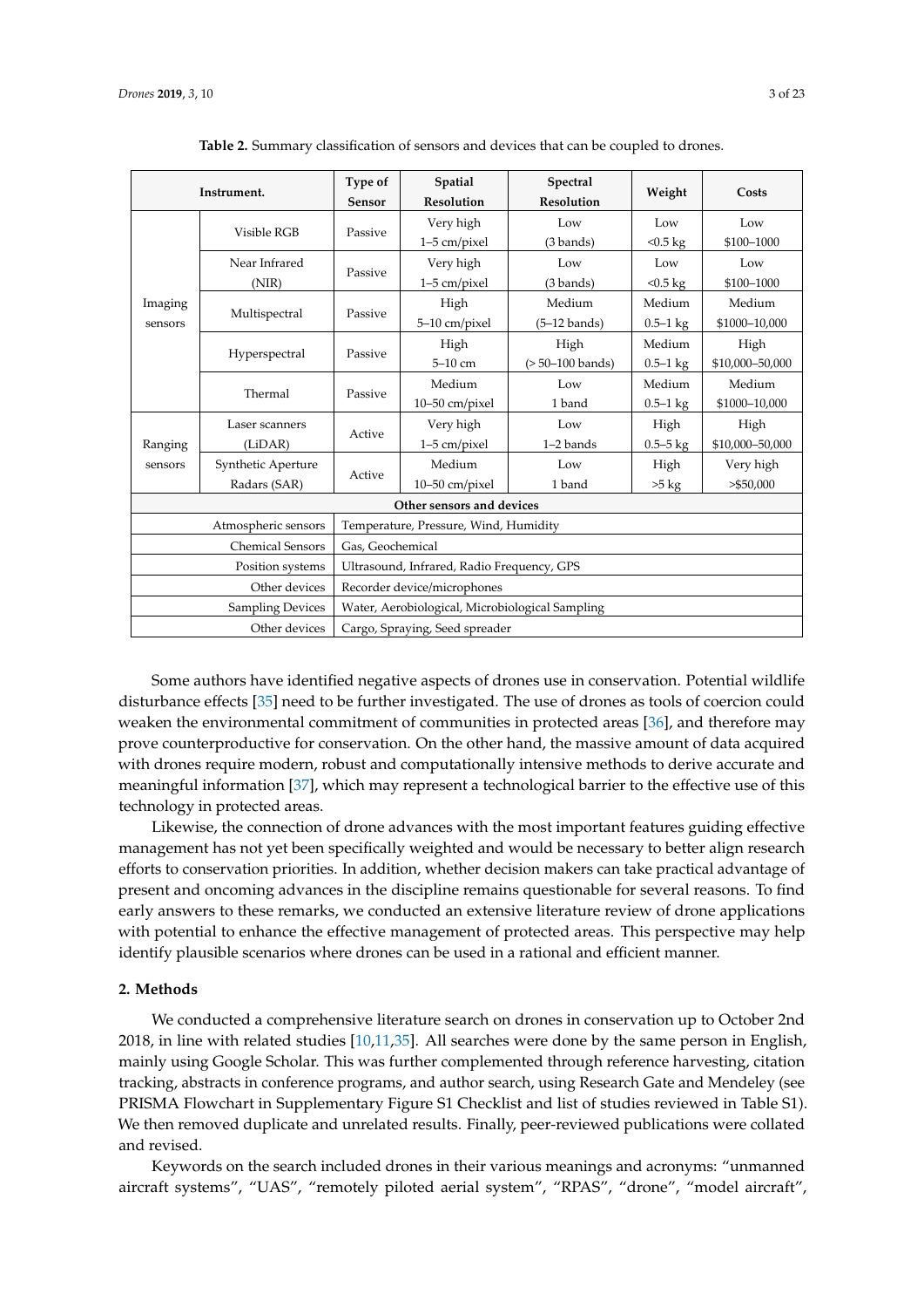**Table 2.** Summary classification of sensors and devices that can be coupled to drones.

| Instrument. | | Type of Sensor | Spatial Resolution | Spectral Resolution | Weight | Costs |
|---|---|---|---|---|---|---|
| Imaging sensors | Visible RGB | Passive | Very high 1–5 cm/pixel | Low (3 bands) | Low <0.5 kg | Low $100–1000 |
| | Near Infrared (NIR) | Passive | Very high 1–5 cm/pixel | Low (3 bands) | Low <0.5 kg | Low $100–1000 |
| | Multispectral | Passive | High 5–10 cm/pixel | Medium (5–12 bands) | Medium 0.5–1 kg | Medium $1000–10,000 |
| | Hyperspectral | Passive | High 5–10 cm | High (> 50–100 bands) | Medium 0.5–1 kg | High $10,000–50,000 |
| | Thermal | Passive | Medium 10–50 cm/pixel | Low 1 band | Medium 0.5–1 kg | Medium $1000–10,000 |
| Ranging sensors | Laser scanners (LiDAR) | Active | Very high 1–5 cm/pixel | Low 1–2 bands | High 0.5–5 kg | High $10,000–50,000 |
| | Synthetic Aperture Radars (SAR) | Active | Medium 10–50 cm/pixel | Low 1 band | High >5 kg | Very high >$50,000 |
| **Other sensors and devices** | | | | | | |
| Atmospheric sensors | | Temperature, Pressure, Wind, Humidity | | | | |
| Chemical Sensors | | Gas, Geochemical | | | | |
| Position systems | | Ultrasound, Infrared, Radio Frequency, GPS | | | | |
| Other devices | | Recorder device/microphones | | | | |
| Sampling Devices | | Water, Aerobiological, Microbiological Sampling | | | | |
| Other devices | | Cargo, Spraying, Seed spreader | | | | |

Some authors have identified negative aspects of drones use in conservation. Potential wildlife disturbance effects [35] need to be further investigated. The use of drones as tools of coercion could weaken the environmental commitment of communities in protected areas [36], and therefore may prove counterproductive for conservation. On the other hand, the massive amount of data acquired with drones require modern, robust and computationally intensive methods to derive accurate and meaningful information [37], which may represent a technological barrier to the effective use of this technology in protected areas.

Likewise, the connection of drone advances with the most important features guiding effective management has not yet been specifically weighted and would be necessary to better align research efforts to conservation priorities. In addition, whether decision makers can take practical advantage of present and oncoming advances in the discipline remains questionable for several reasons. To find early answers to these remarks, we conducted an extensive literature review of drone applications with potential to enhance the effective management of protected areas. This perspective may help identify plausible scenarios where drones can be used in a rational and efficient manner.

## 2. Methods

We conducted a comprehensive literature search on drones in conservation up to October 2nd 2018, in line with related studies [10,11,35]. All searches were done by the same person in English, mainly using Google Scholar. This was further complemented through reference harvesting, citation tracking, abstracts in conference programs, and author search, using Research Gate and Mendeley (see PRISMA Flowchart in Supplementary Figure S1 Checklist and list of studies reviewed in Table S1). We then removed duplicate and unrelated results. Finally, peer-reviewed publications were collated and revised.

Keywords on the search included drones in their various meanings and acronyms: "unmanned aircraft systems", "UAS", "remotely piloted aerial system", "RPAS", "drone", "model aircraft",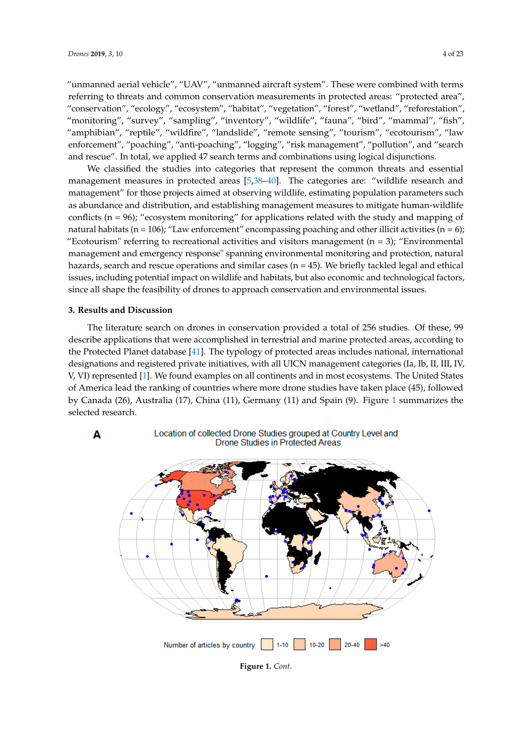"unmanned aerial vehicle", "UAV", "unmanned aircraft system". These were combined with terms referring to threats and common conservation measurements in protected areas: "protected area", "conservation", "ecology", "ecosystem", "habitat", "vegetation", "forest", "wetland", "reforestation", "monitoring", "survey", "sampling", "inventory", "wildlife", "fauna", "bird", "mammal", "fish", "amphibian", "reptile", "wildfire", "landslide", "remote sensing", "tourism", "ecotourism", "law enforcement", "poaching", "anti-poaching", "logging", "risk management", "pollution", and "search and rescue". In total, we applied 47 search terms and combinations using logical disjunctions.

We classified the studies into categories that represent the common threats and essential management measures in protected areas [5,38–40]. The categories are: "wildlife research and management" for those projects aimed at observing wildlife, estimating population parameters such as abundance and distribution, and establishing management measures to mitigate human-wildlife conflicts (n = 96); "ecosystem monitoring" for applications related with the study and mapping of natural habitats (n = 106); "Law enforcement" encompassing poaching and other illicit activities (n = 6); "Ecotourism" referring to recreational activities and visitors management (n = 3); "Environmental management and emergency response" spanning environmental monitoring and protection, natural hazards, search and rescue operations and similar cases (n = 45). We briefly tackled legal and ethical issues, including potential impact on wildlife and habitats, but also economic and technological factors, since all shape the feasibility of drones to approach conservation and environmental issues.

## 3. Results and Discussion

The literature search on drones in conservation provided a total of 256 studies. Of these, 99 describe applications that were accomplished in terrestrial and marine protected areas, according to the Protected Planet database [41]. The typology of protected areas includes national, international designations and registered private initiatives, with all UICN management categories (Ia, Ib, II, III, IV, V, VI) represented [1]. We found examples on all continents and in most ecosystems. The United States of America lead the ranking of countries where more drone studies have taken place (45), followed by Canada (26), Australia (17), China (11), Germany (11) and Spain (9). Figure 1 summarizes the selected research.

**A** Location of collected Drone Studies grouped at Country Level and Drone Studies in Protected Areas

Number of articles by country: 1-10, 10-20, 20-40, >40

**Figure 1.** *Cont.*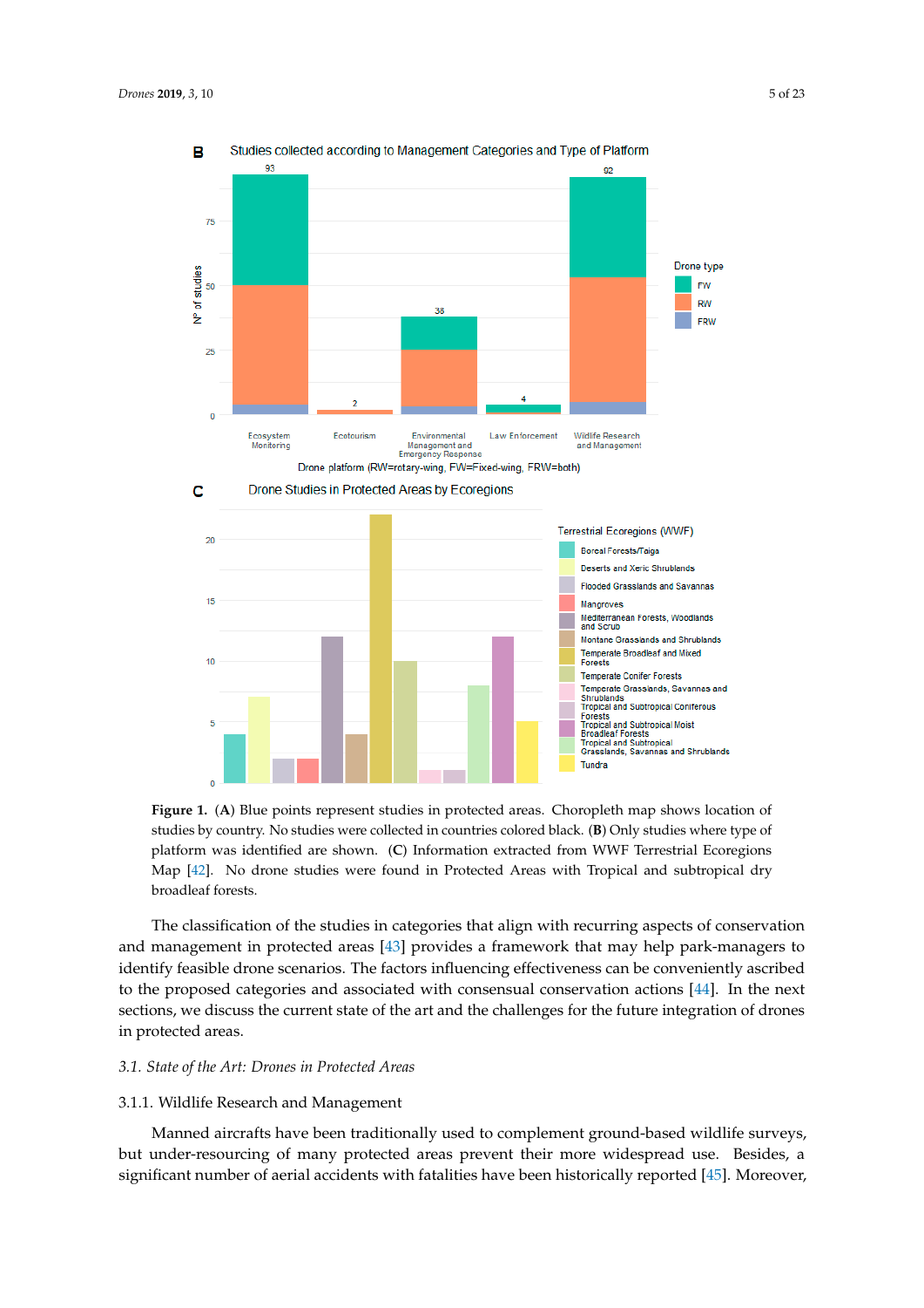**Figure 1.** (**A**) Blue points represent studies in protected areas. Choropleth map shows location of studies by country. No studies were collected in countries colored black. (**B**) Only studies where type of platform was identified are shown. (**C**) Information extracted from WWF Terrestrial Ecoregions Map [42]. No drone studies were found in Protected Areas with Tropical and subtropical dry broadleaf forests.

The classification of the studies in categories that align with recurring aspects of conservation and management in protected areas [43] provides a framework that may help park-managers to identify feasible drone scenarios. The factors influencing effectiveness can be conveniently ascribed to the proposed categories and associated with consensual conservation actions [44]. In the next sections, we discuss the current state of the art and the challenges for the future integration of drones in protected areas.

### 3.1. *State of the Art: Drones in Protected Areas*

#### 3.1.1. Wildlife Research and Management

Manned aircrafts have been traditionally used to complement ground-based wildlife surveys, but under-resourcing of many protected areas prevent their more widespread use. Besides, a significant number of aerial accidents with fatalities have been historically reported [45]. Moreover,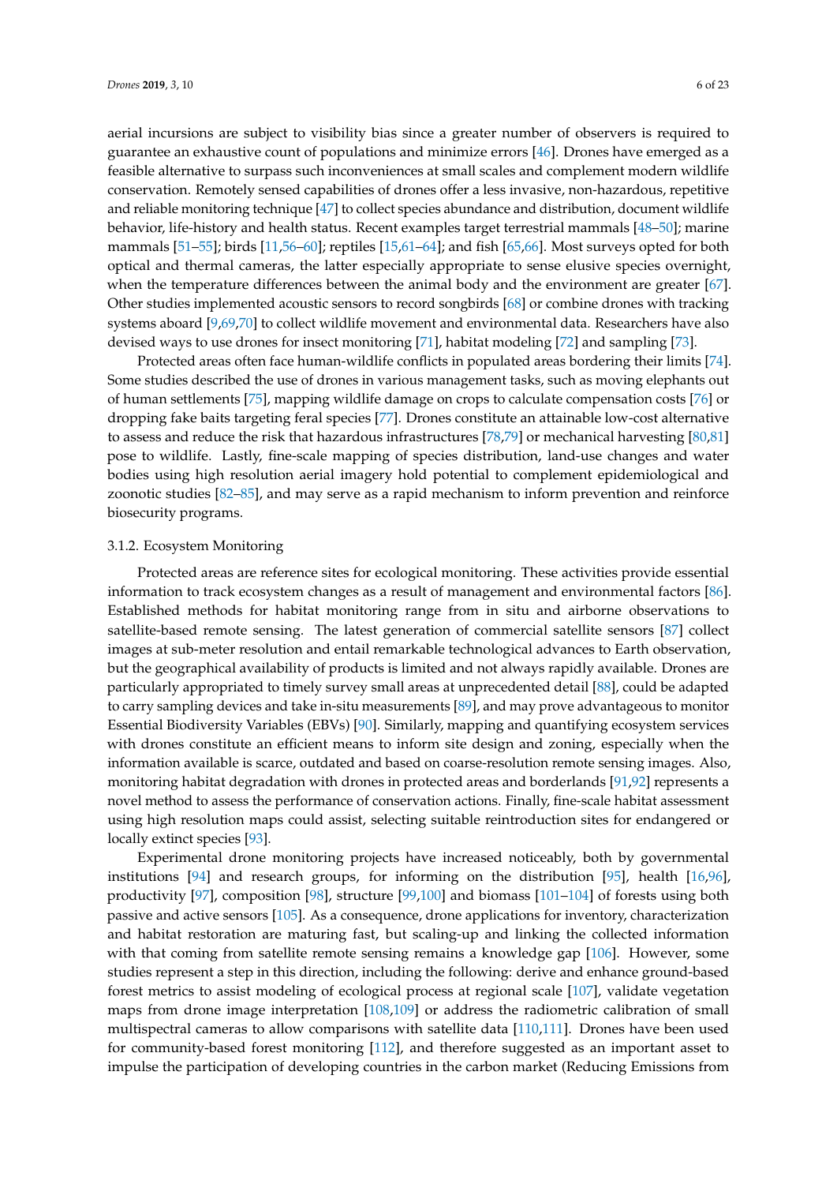aerial incursions are subject to visibility bias since a greater number of observers is required to guarantee an exhaustive count of populations and minimize errors [46]. Drones have emerged as a feasible alternative to surpass such inconveniences at small scales and complement modern wildlife conservation. Remotely sensed capabilities of drones offer a less invasive, non-hazardous, repetitive and reliable monitoring technique [47] to collect species abundance and distribution, document wildlife behavior, life-history and health status. Recent examples target terrestrial mammals [48–50]; marine mammals [51–55]; birds [11,56–60]; reptiles [15,61–64]; and fish [65,66]. Most surveys opted for both optical and thermal cameras, the latter especially appropriate to sense elusive species overnight, when the temperature differences between the animal body and the environment are greater [67]. Other studies implemented acoustic sensors to record songbirds [68] or combine drones with tracking systems aboard [9,69,70] to collect wildlife movement and environmental data. Researchers have also devised ways to use drones for insect monitoring [71], habitat modeling [72] and sampling [73].

Protected areas often face human-wildlife conflicts in populated areas bordering their limits [74]. Some studies described the use of drones in various management tasks, such as moving elephants out of human settlements [75], mapping wildlife damage on crops to calculate compensation costs [76] or dropping fake baits targeting feral species [77]. Drones constitute an attainable low-cost alternative to assess and reduce the risk that hazardous infrastructures [78,79] or mechanical harvesting [80,81] pose to wildlife. Lastly, fine-scale mapping of species distribution, land-use changes and water bodies using high resolution aerial imagery hold potential to complement epidemiological and zoonotic studies [82–85], and may serve as a rapid mechanism to inform prevention and reinforce biosecurity programs.

#### 3.1.2. Ecosystem Monitoring

Protected areas are reference sites for ecological monitoring. These activities provide essential information to track ecosystem changes as a result of management and environmental factors [86]. Established methods for habitat monitoring range from in situ and airborne observations to satellite-based remote sensing. The latest generation of commercial satellite sensors [87] collect images at sub-meter resolution and entail remarkable technological advances to Earth observation, but the geographical availability of products is limited and not always rapidly available. Drones are particularly appropriated to timely survey small areas at unprecedented detail [88], could be adapted to carry sampling devices and take in-situ measurements [89], and may prove advantageous to monitor Essential Biodiversity Variables (EBVs) [90]. Similarly, mapping and quantifying ecosystem services with drones constitute an efficient means to inform site design and zoning, especially when the information available is scarce, outdated and based on coarse-resolution remote sensing images. Also, monitoring habitat degradation with drones in protected areas and borderlands [91,92] represents a novel method to assess the performance of conservation actions. Finally, fine-scale habitat assessment using high resolution maps could assist, selecting suitable reintroduction sites for endangered or locally extinct species [93].

Experimental drone monitoring projects have increased noticeably, both by governmental institutions [94] and research groups, for informing on the distribution [95], health [16,96], productivity [97], composition [98], structure [99,100] and biomass [101–104] of forests using both passive and active sensors [105]. As a consequence, drone applications for inventory, characterization and habitat restoration are maturing fast, but scaling-up and linking the collected information with that coming from satellite remote sensing remains a knowledge gap [106]. However, some studies represent a step in this direction, including the following: derive and enhance ground-based forest metrics to assist modeling of ecological process at regional scale [107], validate vegetation maps from drone image interpretation [108,109] or address the radiometric calibration of small multispectral cameras to allow comparisons with satellite data [110,111]. Drones have been used for community-based forest monitoring [112], and therefore suggested as an important asset to impulse the participation of developing countries in the carbon market (Reducing Emissions from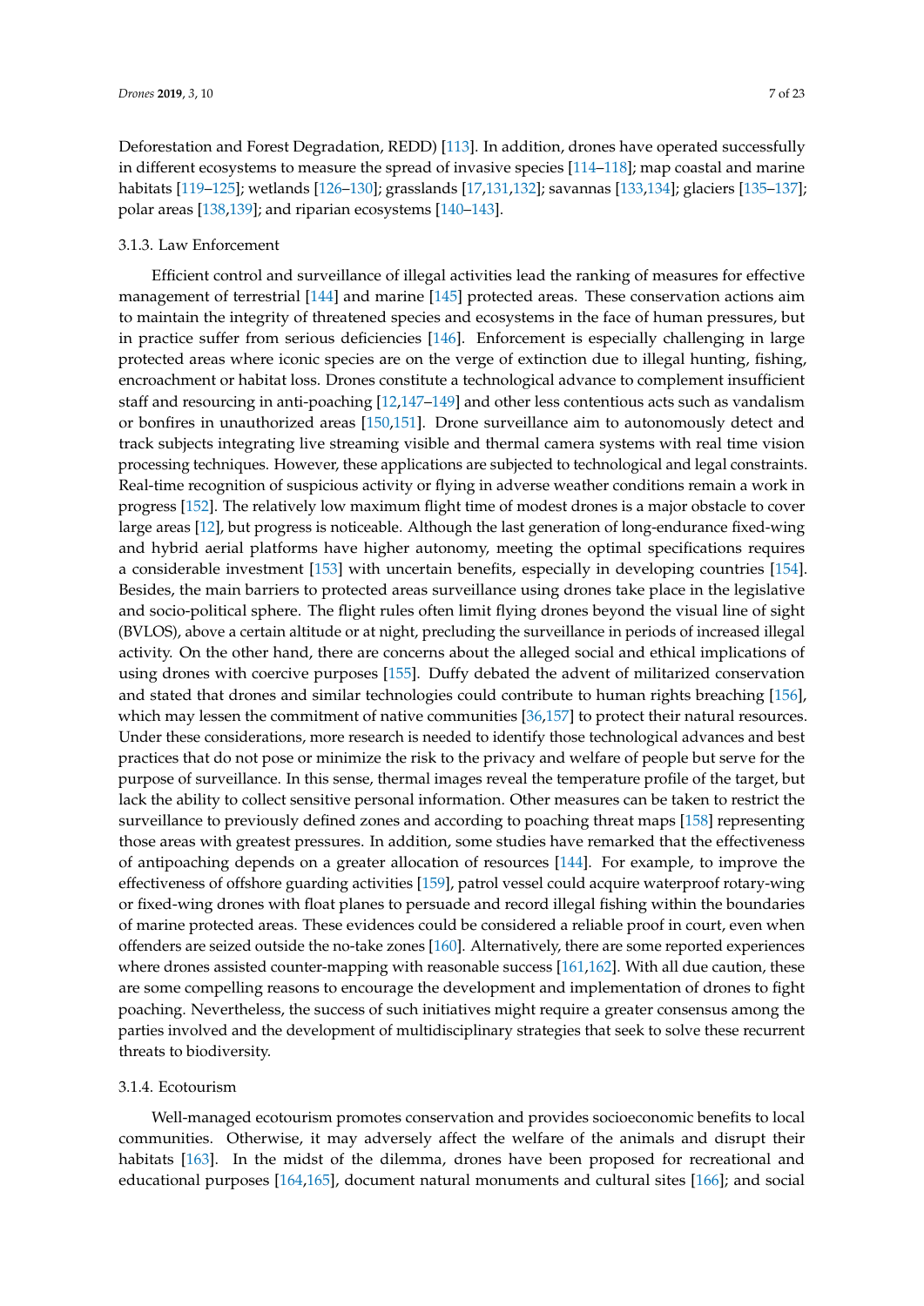Deforestation and Forest Degradation, REDD) [113]. In addition, drones have operated successfully in different ecosystems to measure the spread of invasive species [114–118]; map coastal and marine habitats [119–125]; wetlands [126–130]; grasslands [17,131,132]; savannas [133,134]; glaciers [135–137]; polar areas [138,139]; and riparian ecosystems [140–143].

#### 3.1.3. Law Enforcement

Efficient control and surveillance of illegal activities lead the ranking of measures for effective management of terrestrial [144] and marine [145] protected areas. These conservation actions aim to maintain the integrity of threatened species and ecosystems in the face of human pressures, but in practice suffer from serious deficiencies [146]. Enforcement is especially challenging in large protected areas where iconic species are on the verge of extinction due to illegal hunting, fishing, encroachment or habitat loss. Drones constitute a technological advance to complement insufficient staff and resourcing in anti-poaching [12,147–149] and other less contentious acts such as vandalism or bonfires in unauthorized areas [150,151]. Drone surveillance aim to autonomously detect and track subjects integrating live streaming visible and thermal camera systems with real time vision processing techniques. However, these applications are subjected to technological and legal constraints. Real-time recognition of suspicious activity or flying in adverse weather conditions remain a work in progress [152]. The relatively low maximum flight time of modest drones is a major obstacle to cover large areas [12], but progress is noticeable. Although the last generation of long-endurance fixed-wing and hybrid aerial platforms have higher autonomy, meeting the optimal specifications requires a considerable investment [153] with uncertain benefits, especially in developing countries [154]. Besides, the main barriers to protected areas surveillance using drones take place in the legislative and socio-political sphere. The flight rules often limit flying drones beyond the visual line of sight (BVLOS), above a certain altitude or at night, precluding the surveillance in periods of increased illegal activity. On the other hand, there are concerns about the alleged social and ethical implications of using drones with coercive purposes [155]. Duffy debated the advent of militarized conservation and stated that drones and similar technologies could contribute to human rights breaching [156], which may lessen the commitment of native communities [36,157] to protect their natural resources. Under these considerations, more research is needed to identify those technological advances and best practices that do not pose or minimize the risk to the privacy and welfare of people but serve for the purpose of surveillance. In this sense, thermal images reveal the temperature profile of the target, but lack the ability to collect sensitive personal information. Other measures can be taken to restrict the surveillance to previously defined zones and according to poaching threat maps [158] representing those areas with greatest pressures. In addition, some studies have remarked that the effectiveness of antipoaching depends on a greater allocation of resources [144]. For example, to improve the effectiveness of offshore guarding activities [159], patrol vessel could acquire waterproof rotary-wing or fixed-wing drones with float planes to persuade and record illegal fishing within the boundaries of marine protected areas. These evidences could be considered a reliable proof in court, even when offenders are seized outside the no-take zones [160]. Alternatively, there are some reported experiences where drones assisted counter-mapping with reasonable success [161,162]. With all due caution, these are some compelling reasons to encourage the development and implementation of drones to fight poaching. Nevertheless, the success of such initiatives might require a greater consensus among the parties involved and the development of multidisciplinary strategies that seek to solve these recurrent threats to biodiversity.

#### 3.1.4. Ecotourism

Well-managed ecotourism promotes conservation and provides socioeconomic benefits to local communities. Otherwise, it may adversely affect the welfare of the animals and disrupt their habitats [163]. In the midst of the dilemma, drones have been proposed for recreational and educational purposes [164,165], document natural monuments and cultural sites [166]; and social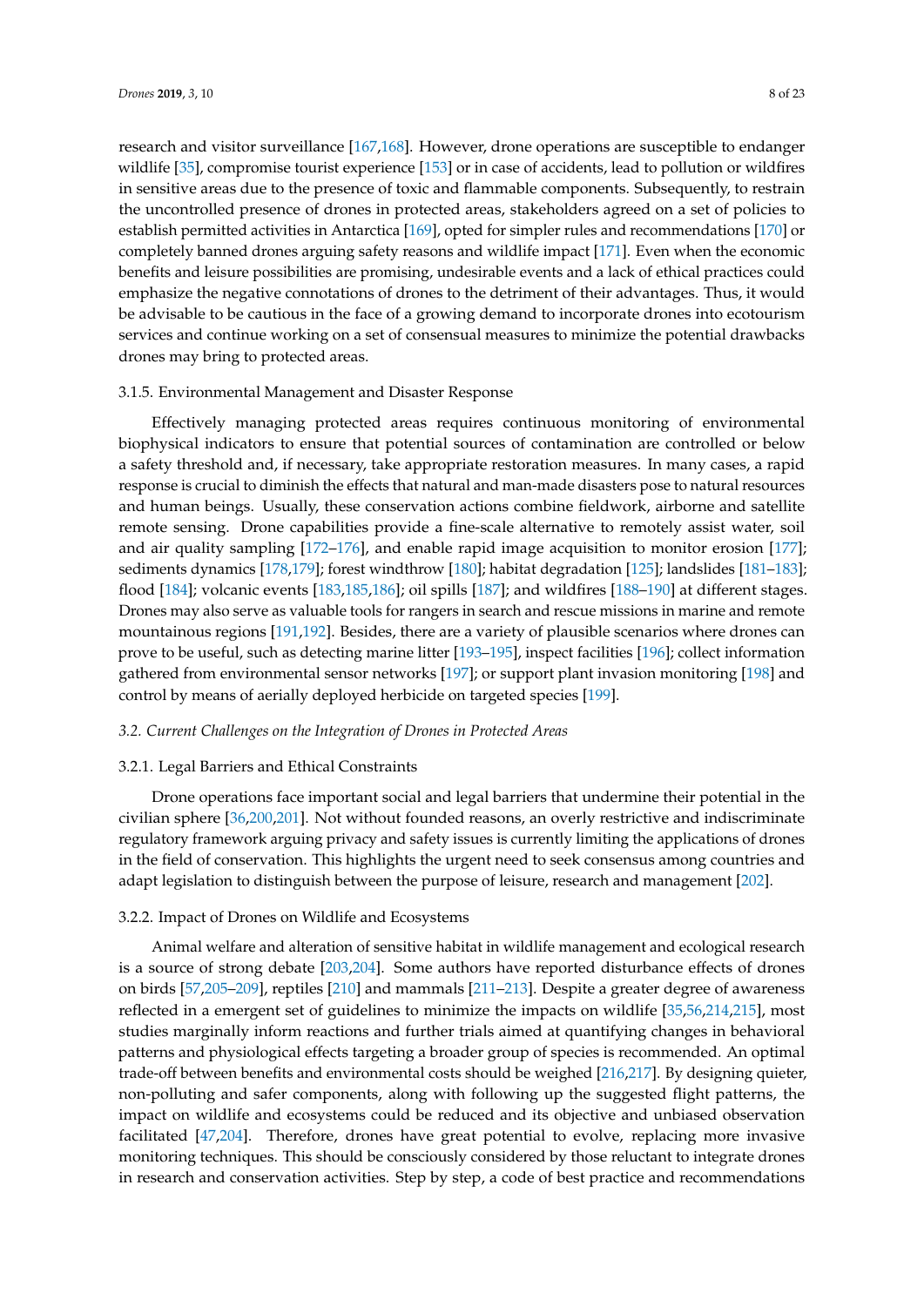research and visitor surveillance [167,168]. However, drone operations are susceptible to endanger wildlife [35], compromise tourist experience [153] or in case of accidents, lead to pollution or wildfires in sensitive areas due to the presence of toxic and flammable components. Subsequently, to restrain the uncontrolled presence of drones in protected areas, stakeholders agreed on a set of policies to establish permitted activities in Antarctica [169], opted for simpler rules and recommendations [170] or completely banned drones arguing safety reasons and wildlife impact [171]. Even when the economic benefits and leisure possibilities are promising, undesirable events and a lack of ethical practices could emphasize the negative connotations of drones to the detriment of their advantages. Thus, it would be advisable to be cautious in the face of a growing demand to incorporate drones into ecotourism services and continue working on a set of consensual measures to minimize the potential drawbacks drones may bring to protected areas.

#### 3.1.5. Environmental Management and Disaster Response

Effectively managing protected areas requires continuous monitoring of environmental biophysical indicators to ensure that potential sources of contamination are controlled or below a safety threshold and, if necessary, take appropriate restoration measures. In many cases, a rapid response is crucial to diminish the effects that natural and man-made disasters pose to natural resources and human beings. Usually, these conservation actions combine fieldwork, airborne and satellite remote sensing. Drone capabilities provide a fine-scale alternative to remotely assist water, soil and air quality sampling [172–176], and enable rapid image acquisition to monitor erosion [177]; sediments dynamics [178,179]; forest windthrow [180]; habitat degradation [125]; landslides [181–183]; flood [184]; volcanic events [183,185,186]; oil spills [187]; and wildfires [188–190] at different stages. Drones may also serve as valuable tools for rangers in search and rescue missions in marine and remote mountainous regions [191,192]. Besides, there are a variety of plausible scenarios where drones can prove to be useful, such as detecting marine litter [193–195], inspect facilities [196]; collect information gathered from environmental sensor networks [197]; or support plant invasion monitoring [198] and control by means of aerially deployed herbicide on targeted species [199].

### *3.2. Current Challenges on the Integration of Drones in Protected Areas*

#### 3.2.1. Legal Barriers and Ethical Constraints

Drone operations face important social and legal barriers that undermine their potential in the civilian sphere [36,200,201]. Not without founded reasons, an overly restrictive and indiscriminate regulatory framework arguing privacy and safety issues is currently limiting the applications of drones in the field of conservation. This highlights the urgent need to seek consensus among countries and adapt legislation to distinguish between the purpose of leisure, research and management [202].

#### 3.2.2. Impact of Drones on Wildlife and Ecosystems

Animal welfare and alteration of sensitive habitat in wildlife management and ecological research is a source of strong debate [203,204]. Some authors have reported disturbance effects of drones on birds [57,205–209], reptiles [210] and mammals [211–213]. Despite a greater degree of awareness reflected in a emergent set of guidelines to minimize the impacts on wildlife [35,56,214,215], most studies marginally inform reactions and further trials aimed at quantifying changes in behavioral patterns and physiological effects targeting a broader group of species is recommended. An optimal trade-off between benefits and environmental costs should be weighed [216,217]. By designing quieter, non-polluting and safer components, along with following up the suggested flight patterns, the impact on wildlife and ecosystems could be reduced and its objective and unbiased observation facilitated [47,204]. Therefore, drones have great potential to evolve, replacing more invasive monitoring techniques. This should be consciously considered by those reluctant to integrate drones in research and conservation activities. Step by step, a code of best practice and recommendations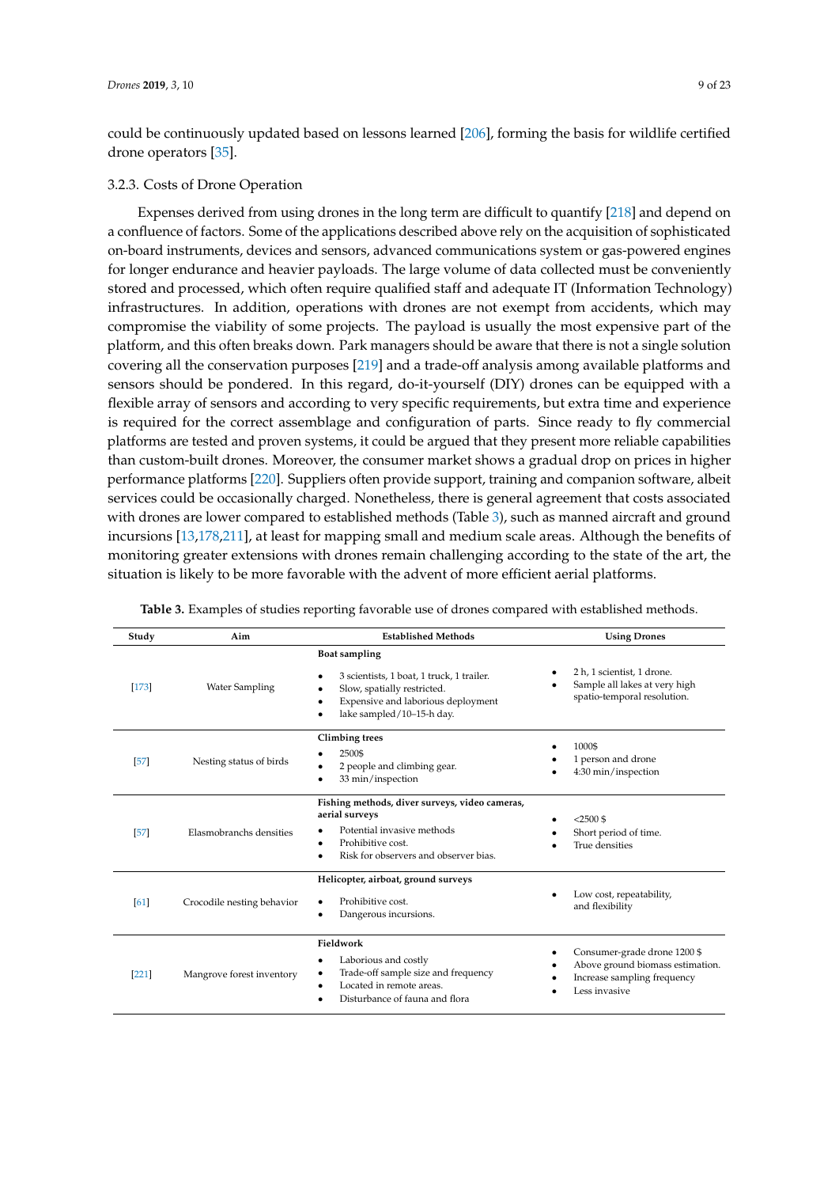could be continuously updated based on lessons learned [206], forming the basis for wildlife certified drone operators [35].

#### 3.2.3. Costs of Drone Operation

Expenses derived from using drones in the long term are difficult to quantify [218] and depend on a confluence of factors. Some of the applications described above rely on the acquisition of sophisticated on-board instruments, devices and sensors, advanced communications system or gas-powered engines for longer endurance and heavier payloads. The large volume of data collected must be conveniently stored and processed, which often require qualified staff and adequate IT (Information Technology) infrastructures. In addition, operations with drones are not exempt from accidents, which may compromise the viability of some projects. The payload is usually the most expensive part of the platform, and this often breaks down. Park managers should be aware that there is not a single solution covering all the conservation purposes [219] and a trade-off analysis among available platforms and sensors should be pondered. In this regard, do-it-yourself (DIY) drones can be equipped with a flexible array of sensors and according to very specific requirements, but extra time and experience is required for the correct assemblage and configuration of parts. Since ready to fly commercial platforms are tested and proven systems, it could be argued that they present more reliable capabilities than custom-built drones. Moreover, the consumer market shows a gradual drop on prices in higher performance platforms [220]. Suppliers often provide support, training and companion software, albeit services could be occasionally charged. Nonetheless, there is general agreement that costs associated with drones are lower compared to established methods (Table 3), such as manned aircraft and ground incursions [13,178,211], at least for mapping small and medium scale areas. Although the benefits of monitoring greater extensions with drones remain challenging according to the state of the art, the situation is likely to be more favorable with the advent of more efficient aerial platforms.

**Table 3.** Examples of studies reporting favorable use of drones compared with established methods.

| Study | Aim | Established Methods | Using Drones |
|---|---|---|---|
| [173] | Water Sampling | **Boat sampling**<br>• 3 scientists, 1 boat, 1 truck, 1 trailer.<br>• Slow, spatially restricted.<br>• Expensive and laborious deployment<br>• lake sampled/10–15-h day. | • 2 h, 1 scientist, 1 drone.<br>• Sample all lakes at very high spatio-temporal resolution. |
| [57] | Nesting status of birds | **Climbing trees**<br>• 2500$<br>• 2 people and climbing gear.<br>• 33 min/inspection | • 1000$<br>• 1 person and drone<br>• 4:30 min/inspection |
| [57] | Elasmobranchs densities | **Fishing methods, diver surveys, video cameras, aerial surveys**<br>• Potential invasive methods<br>• Prohibitive cost.<br>• Risk for observers and observer bias. | • <2500 $<br>• Short period of time.<br>• True densities |
| [61] | Crocodile nesting behavior | **Helicopter, airboat, ground surveys**<br>• Prohibitive cost.<br>• Dangerous incursions. | • Low cost, repeatability, and flexibility |
| [221] | Mangrove forest inventory | **Fieldwork**<br>• Laborious and costly<br>• Trade-off sample size and frequency<br>• Located in remote areas.<br>• Disturbance of fauna and flora | • Consumer-grade drone 1200 $<br>• Above ground biomass estimation.<br>• Increase sampling frequency<br>• Less invasive |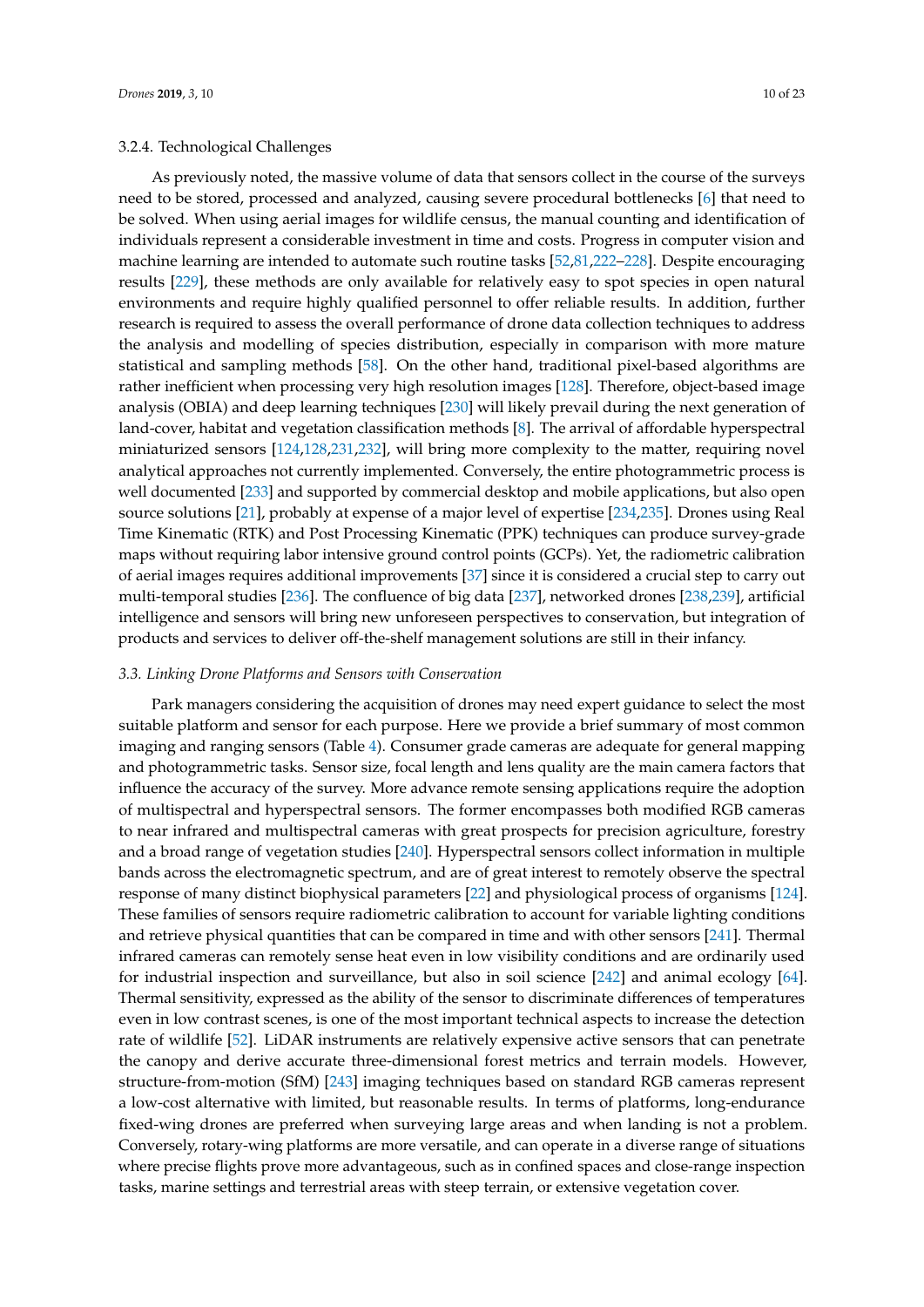#### 3.2.4. Technological Challenges

As previously noted, the massive volume of data that sensors collect in the course of the surveys need to be stored, processed and analyzed, causing severe procedural bottlenecks [6] that need to be solved. When using aerial images for wildlife census, the manual counting and identification of individuals represent a considerable investment in time and costs. Progress in computer vision and machine learning are intended to automate such routine tasks [52,81,222–228]. Despite encouraging results [229], these methods are only available for relatively easy to spot species in open natural environments and require highly qualified personnel to offer reliable results. In addition, further research is required to assess the overall performance of drone data collection techniques to address the analysis and modelling of species distribution, especially in comparison with more mature statistical and sampling methods [58]. On the other hand, traditional pixel-based algorithms are rather inefficient when processing very high resolution images [128]. Therefore, object-based image analysis (OBIA) and deep learning techniques [230] will likely prevail during the next generation of land-cover, habitat and vegetation classification methods [8]. The arrival of affordable hyperspectral miniaturized sensors [124,128,231,232], will bring more complexity to the matter, requiring novel analytical approaches not currently implemented. Conversely, the entire photogrammetric process is well documented [233] and supported by commercial desktop and mobile applications, but also open source solutions [21], probably at expense of a major level of expertise [234,235]. Drones using Real Time Kinematic (RTK) and Post Processing Kinematic (PPK) techniques can produce survey-grade maps without requiring labor intensive ground control points (GCPs). Yet, the radiometric calibration of aerial images requires additional improvements [37] since it is considered a crucial step to carry out multi-temporal studies [236]. The confluence of big data [237], networked drones [238,239], artificial intelligence and sensors will bring new unforeseen perspectives to conservation, but integration of products and services to deliver off-the-shelf management solutions are still in their infancy.

### *3.3. Linking Drone Platforms and Sensors with Conservation*

Park managers considering the acquisition of drones may need expert guidance to select the most suitable platform and sensor for each purpose. Here we provide a brief summary of most common imaging and ranging sensors (Table 4). Consumer grade cameras are adequate for general mapping and photogrammetric tasks. Sensor size, focal length and lens quality are the main camera factors that influence the accuracy of the survey. More advance remote sensing applications require the adoption of multispectral and hyperspectral sensors. The former encompasses both modified RGB cameras to near infrared and multispectral cameras with great prospects for precision agriculture, forestry and a broad range of vegetation studies [240]. Hyperspectral sensors collect information in multiple bands across the electromagnetic spectrum, and are of great interest to remotely observe the spectral response of many distinct biophysical parameters [22] and physiological process of organisms [124]. These families of sensors require radiometric calibration to account for variable lighting conditions and retrieve physical quantities that can be compared in time and with other sensors [241]. Thermal infrared cameras can remotely sense heat even in low visibility conditions and are ordinarily used for industrial inspection and surveillance, but also in soil science [242] and animal ecology [64]. Thermal sensitivity, expressed as the ability of the sensor to discriminate differences of temperatures even in low contrast scenes, is one of the most important technical aspects to increase the detection rate of wildlife [52]. LiDAR instruments are relatively expensive active sensors that can penetrate the canopy and derive accurate three-dimensional forest metrics and terrain models. However, structure-from-motion (SfM) [243] imaging techniques based on standard RGB cameras represent a low-cost alternative with limited, but reasonable results. In terms of platforms, long-endurance fixed-wing drones are preferred when surveying large areas and when landing is not a problem. Conversely, rotary-wing platforms are more versatile, and can operate in a diverse range of situations where precise flights prove more advantageous, such as in confined spaces and close-range inspection tasks, marine settings and terrestrial areas with steep terrain, or extensive vegetation cover.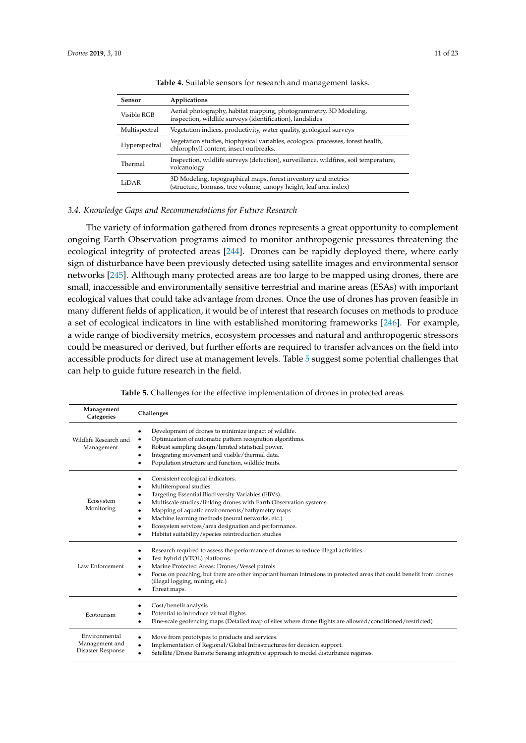**Table 4.** Suitable sensors for research and management tasks.

| Sensor | Applications |
| --- | --- |
| Visible RGB | Aerial photography, habitat mapping, photogrammetry, 3D Modeling, inspection, wildlife surveys (identification), landslides |
| Multispectral | Vegetation indices, productivity, water quality, geological surveys |
| Hyperspectral | Vegetation studies, biophysical variables, ecological processes, forest health, chlorophyll content, insect outbreaks. |
| Thermal | Inspection, wildlife surveys (detection), surveillance, wildfires, soil temperature, volcanology |
| LiDAR | 3D Modeling, topographical maps, forest inventory and metrics (structure, biomass, tree volume, canopy height, leaf area index) |

### *3.4. Knowledge Gaps and Recommendations for Future Research*

The variety of information gathered from drones represents a great opportunity to complement ongoing Earth Observation programs aimed to monitor anthropogenic pressures threatening the ecological integrity of protected areas [244]. Drones can be rapidly deployed there, where early sign of disturbance have been previously detected using satellite images and environmental sensor networks [245]. Although many protected areas are too large to be mapped using drones, there are small, inaccessible and environmentally sensitive terrestrial and marine areas (ESAs) with important ecological values that could take advantage from drones. Once the use of drones has proven feasible in many different fields of application, it would be of interest that research focuses on methods to produce a set of ecological indicators in line with established monitoring frameworks [246]. For example, a wide range of biodiversity metrics, ecosystem processes and natural and anthropogenic stressors could be measured or derived, but further efforts are required to transfer advances on the field into accessible products for direct use at management levels. Table 5 suggest some potential challenges that can help to guide future research in the field.

**Table 5.** Challenges for the effective implementation of drones in protected areas.

| Management Categories | Challenges |
| --- | --- |
| Wildlife Research and Management | • Development of drones to minimize impact of wildlife.<br>• Optimization of automatic pattern recognition algorithms.<br>• Robust sampling design/limited statistical power.<br>• Integrating movement and visible/thermal data.<br>• Population structure and function, wildlife traits. |
| Ecosystem Monitoring | • Consistent ecological indicators.<br>• Multitemporal studies.<br>• Targeting Essential Biodiversity Variables (EBVs).<br>• Multiscale studies/linking drones with Earth Observation systems.<br>• Mapping of aquatic environments/bathymetry maps<br>• Machine learning methods (neural networks, etc.)<br>• Ecosystem services/area designation and performance.<br>• Habitat suitability/species reintroduction studies |
| Law Enforcement | • Research required to assess the performance of drones to reduce illegal activities.<br>• Test hybrid (VTOL) platforms.<br>• Marine Protected Areas: Drones/Vessel patrols<br>• Focus on poaching, but there are other important human intrusions in protected areas that could benefit from drones (illegal logging, mining, etc.)<br>• Threat maps. |
| Ecotourism | • Cost/benefit analysis<br>• Potential to introduce virtual flights.<br>• Fine-scale geofencing maps (Detailed map of sites where drone flights are allowed/conditioned/restricted) |
| Environmental Management and Disaster Response | • Move from prototypes to products and services.<br>• Implementation of Regional/Global Infrastructures for decision support.<br>• Satellite/Drone Remote Sensing integrative approach to model disturbance regimes. |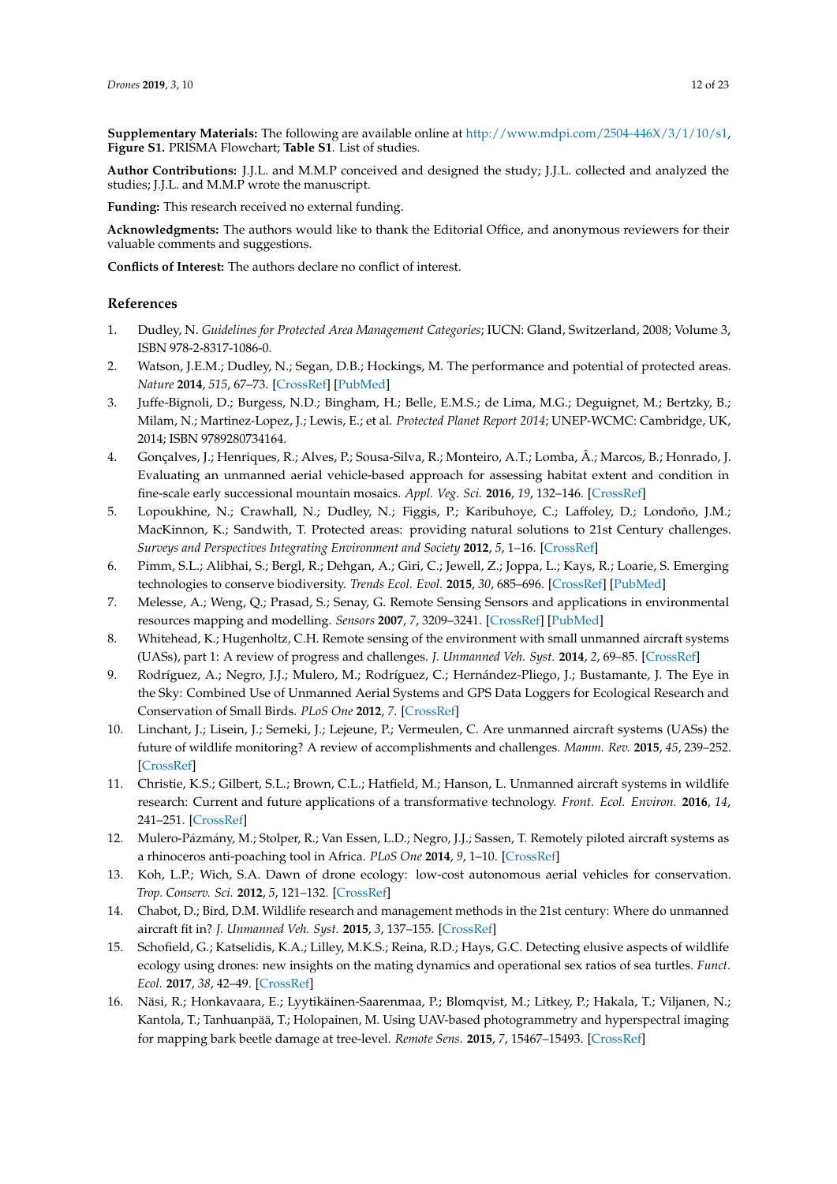**Supplementary Materials:** The following are available online at http://www.mdpi.com/2504-446X/3/1/10/s1, **Figure S1.** PRISMA Flowchart; **Table S1.** List of studies.

**Author Contributions:** J.J.L. and M.M.P conceived and designed the study; J.J.L. collected and analyzed the studies; J.J.L. and M.M.P wrote the manuscript.

**Funding:** This research received no external funding.

**Acknowledgments:** The authors would like to thank the Editorial Office, and anonymous reviewers for their valuable comments and suggestions.

**Conflicts of Interest:** The authors declare no conflict of interest.

## References

1. Dudley, N. *Guidelines for Protected Area Management Categories*; IUCN: Gland, Switzerland, 2008; Volume 3, ISBN 978-2-8317-1086-0.
2. Watson, J.E.M.; Dudley, N.; Segan, D.B.; Hockings, M. The performance and potential of protected areas. *Nature* **2014**, *515*, 67–73. [CrossRef] [PubMed]
3. Juffe-Bignoli, D.; Burgess, N.D.; Bingham, H.; Belle, E.M.S.; de Lima, M.G.; Deguignet, M.; Bertzky, B.; Milam, N.; Martinez-Lopez, J.; Lewis, E.; et al. *Protected Planet Report 2014*; UNEP-WCMC: Cambridge, UK, 2014; ISBN 9789280734164.
4. Gonçalves, J.; Henriques, R.; Alves, P.; Sousa-Silva, R.; Monteiro, A.T.; Lomba, Â.; Marcos, B.; Honrado, J. Evaluating an unmanned aerial vehicle-based approach for assessing habitat extent and condition in fine-scale early successional mountain mosaics. *Appl. Veg. Sci.* **2016**, *19*, 132–146. [CrossRef]
5. Lopoukhine, N.; Crawhall, N.; Dudley, N.; Figgis, P.; Karibuhoye, C.; Laffoley, D.; Londoño, J.M.; MacKinnon, K.; Sandwith, T. Protected areas: providing natural solutions to 21st Century challenges. *Surveys and Perspectives Integrating Environment and Society* **2012**, *5*, 1–16. [CrossRef]
6. Pimm, S.L.; Alibhai, S.; Bergl, R.; Dehgan, A.; Giri, C.; Jewell, Z.; Joppa, L.; Kays, R.; Loarie, S. Emerging technologies to conserve biodiversity. *Trends Ecol. Evol.* **2015**, *30*, 685–696. [CrossRef] [PubMed]
7. Melesse, A.; Weng, Q.; Prasad, S.; Senay, G. Remote Sensing Sensors and applications in environmental resources mapping and modelling. *Sensors* **2007**, *7*, 3209–3241. [CrossRef] [PubMed]
8. Whitehead, K.; Hugenholtz, C.H. Remote sensing of the environment with small unmanned aircraft systems (UASs), part 1: A review of progress and challenges. *J. Unmanned Veh. Syst.* **2014**, *2*, 69–85. [CrossRef]
9. Rodríguez, A.; Negro, J.J.; Mulero, M.; Rodríguez, C.; Hernández-Pliego, J.; Bustamante, J. The Eye in the Sky: Combined Use of Unmanned Aerial Systems and GPS Data Loggers for Ecological Research and Conservation of Small Birds. *PLoS One* **2012**, *7*. [CrossRef]
10. Linchant, J.; Lisein, J.; Semeki, J.; Lejeune, P.; Vermeulen, C. Are unmanned aircraft systems (UASs) the future of wildlife monitoring? A review of accomplishments and challenges. *Mamm. Rev.* **2015**, *45*, 239–252. [CrossRef]
11. Christie, K.S.; Gilbert, S.L.; Brown, C.L.; Hatfield, M.; Hanson, L. Unmanned aircraft systems in wildlife research: Current and future applications of a transformative technology. *Front. Ecol. Environ.* **2016**, *14*, 241–251. [CrossRef]
12. Mulero-Pázmány, M.; Stolper, R.; Van Essen, L.D.; Negro, J.J.; Sassen, T. Remotely piloted aircraft systems as a rhinoceros anti-poaching tool in Africa. *PLoS One* **2014**, *9*, 1–10. [CrossRef]
13. Koh, L.P.; Wich, S.A. Dawn of drone ecology: low-cost autonomous aerial vehicles for conservation. *Trop. Conserv. Sci.* **2012**, *5*, 121–132. [CrossRef]
14. Chabot, D.; Bird, D.M. Wildlife research and management methods in the 21st century: Where do unmanned aircraft fit in? *J. Unmanned Veh. Syst.* **2015**, *3*, 137–155. [CrossRef]
15. Schofield, G.; Katselidis, K.A.; Lilley, M.K.S.; Reina, R.D.; Hays, G.C. Detecting elusive aspects of wildlife ecology using drones: new insights on the mating dynamics and operational sex ratios of sea turtles. *Funct. Ecol.* **2017**, *38*, 42–49. [CrossRef]
16. Näsi, R.; Honkavaara, E.; Lyytikäinen-Saarenmaa, P.; Blomqvist, M.; Litkey, P.; Hakala, T.; Viljanen, N.; Kantola, T.; Tanhuanpää, T.; Holopainen, M. Using UAV-based photogrammetry and hyperspectral imaging for mapping bark beetle damage at tree-level. *Remote Sens.* **2015**, *7*, 15467–15493. [CrossRef]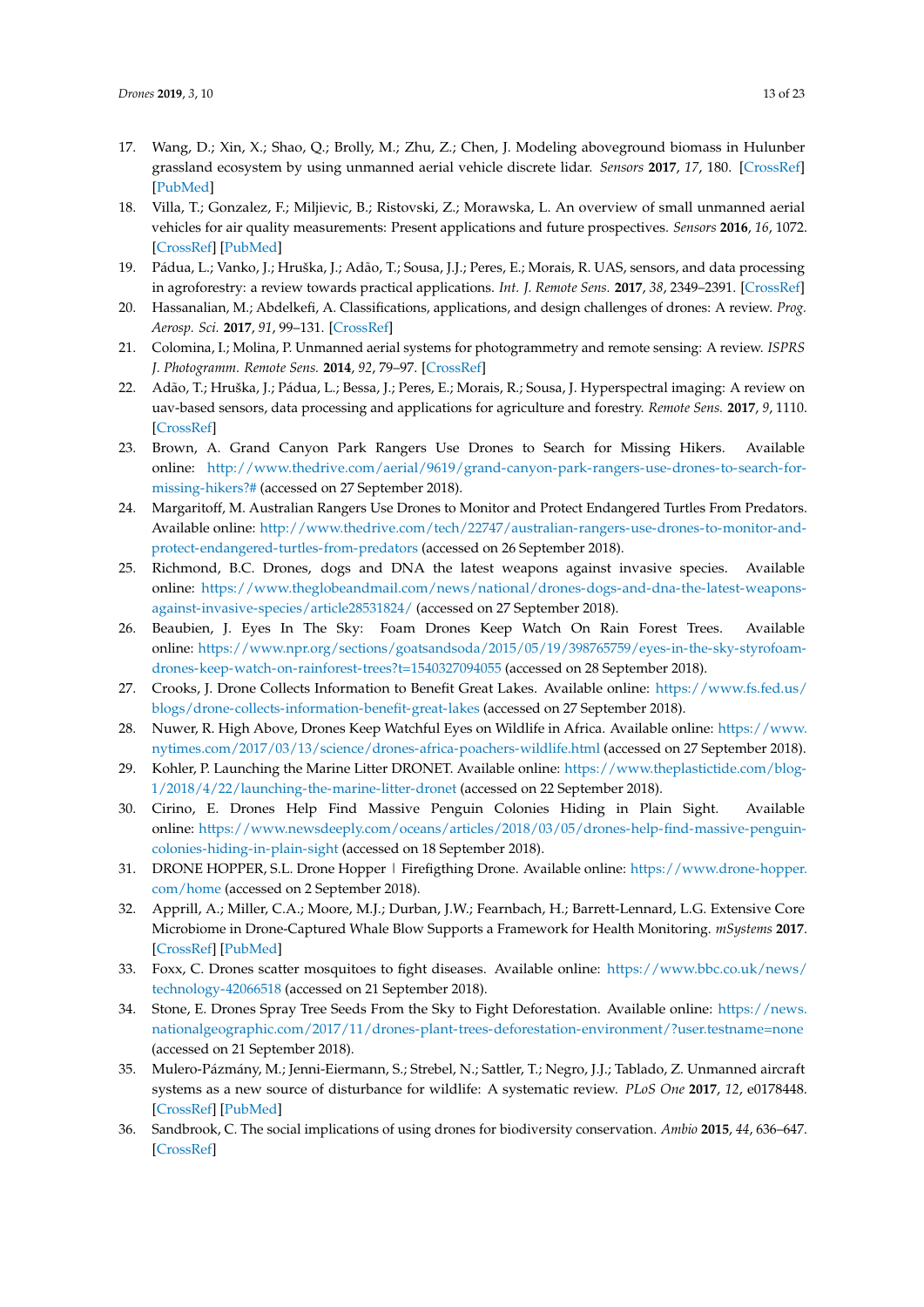17. Wang, D.; Xin, X.; Shao, Q.; Brolly, M.; Zhu, Z.; Chen, J. Modeling aboveground biomass in Hulunber grassland ecosystem by using unmanned aerial vehicle discrete lidar. *Sensors* **2017**, *17*, 180. [CrossRef] [PubMed]
18. Villa, T.; Gonzalez, F.; Miljievic, B.; Ristovski, Z.; Morawska, L. An overview of small unmanned aerial vehicles for air quality measurements: Present applications and future prospectives. *Sensors* **2016**, *16*, 1072. [CrossRef] [PubMed]
19. Pádua, L.; Vanko, J.; Hruška, J.; Adão, T.; Sousa, J.J.; Peres, E.; Morais, R. UAS, sensors, and data processing in agroforestry: a review towards practical applications. *Int. J. Remote Sens.* **2017**, *38*, 2349–2391. [CrossRef]
20. Hassanalian, M.; Abdelkefi, A. Classifications, applications, and design challenges of drones: A review. *Prog. Aerosp. Sci.* **2017**, *91*, 99–131. [CrossRef]
21. Colomina, I.; Molina, P. Unmanned aerial systems for photogrammetry and remote sensing: A review. *ISPRS J. Photogramm. Remote Sens.* **2014**, *92*, 79–97. [CrossRef]
22. Adão, T.; Hruška, J.; Pádua, L.; Bessa, J.; Peres, E.; Morais, R.; Sousa, J. Hyperspectral imaging: A review on uav-based sensors, data processing and applications for agriculture and forestry. *Remote Sens.* **2017**, *9*, 1110. [CrossRef]
23. Brown, A. Grand Canyon Park Rangers Use Drones to Search for Missing Hikers. Available online: http://www.thedrive.com/aerial/9619/grand-canyon-park-rangers-use-drones-to-search-for-missing-hikers?# (accessed on 27 September 2018).
24. Margaritoff, M. Australian Rangers Use Drones to Monitor and Protect Endangered Turtles From Predators. Available online: http://www.thedrive.com/tech/22747/australian-rangers-use-drones-to-monitor-and-protect-endangered-turtles-from-predators (accessed on 26 September 2018).
25. Richmond, B.C. Drones, dogs and DNA the latest weapons against invasive species. Available online: https://www.theglobeandmail.com/news/national/drones-dogs-and-dna-the-latest-weapons-against-invasive-species/article28531824/ (accessed on 27 September 2018).
26. Beaubien, J. Eyes In The Sky: Foam Drones Keep Watch On Rain Forest Trees. Available online: https://www.npr.org/sections/goatsandsoda/2015/05/19/398765759/eyes-in-the-sky-styrofoam-drones-keep-watch-on-rainforest-trees?t=1540327094055 (accessed on 28 September 2018).
27. Crooks, J. Drone Collects Information to Benefit Great Lakes. Available online: https://www.fs.fed.us/blogs/drone-collects-information-benefit-great-lakes (accessed on 27 September 2018).
28. Nuwer, R. High Above, Drones Keep Watchful Eyes on Wildlife in Africa. Available online: https://www.nytimes.com/2017/03/13/science/drones-africa-poachers-wildlife.html (accessed on 27 September 2018).
29. Kohler, P. Launching the Marine Litter DRONET. Available online: https://www.theplastictide.com/blog-1/2018/4/22/launching-the-marine-litter-dronet (accessed on 22 September 2018).
30. Cirino, E. Drones Help Find Massive Penguin Colonies Hiding in Plain Sight. Available online: https://www.newsdeeply.com/oceans/articles/2018/03/05/drones-help-find-massive-penguin-colonies-hiding-in-plain-sight (accessed on 18 September 2018).
31. DRONE HOPPER, S.L. Drone Hopper | Firefigthing Drone. Available online: https://www.drone-hopper.com/home (accessed on 2 September 2018).
32. Apprill, A.; Miller, C.A.; Moore, M.J.; Durban, J.W.; Fearnbach, H.; Barrett-Lennard, L.G. Extensive Core Microbiome in Drone-Captured Whale Blow Supports a Framework for Health Monitoring. *mSystems* **2017**. [CrossRef] [PubMed]
33. Foxx, C. Drones scatter mosquitoes to fight diseases. Available online: https://www.bbc.co.uk/news/technology-42066518 (accessed on 21 September 2018).
34. Stone, E. Drones Spray Tree Seeds From the Sky to Fight Deforestation. Available online: https://news.nationalgeographic.com/2017/11/drones-plant-trees-deforestation-environment/?user.testname=none (accessed on 21 September 2018).
35. Mulero-Pázmány, M.; Jenni-Eiermann, S.; Strebel, N.; Sattler, T.; Negro, J.J.; Tablado, Z. Unmanned aircraft systems as a new source of disturbance for wildlife: A systematic review. *PLoS One* **2017**, *12*, e0178448. [CrossRef] [PubMed]
36. Sandbrook, C. The social implications of using drones for biodiversity conservation. *Ambio* **2015**, *44*, 636–647. [CrossRef]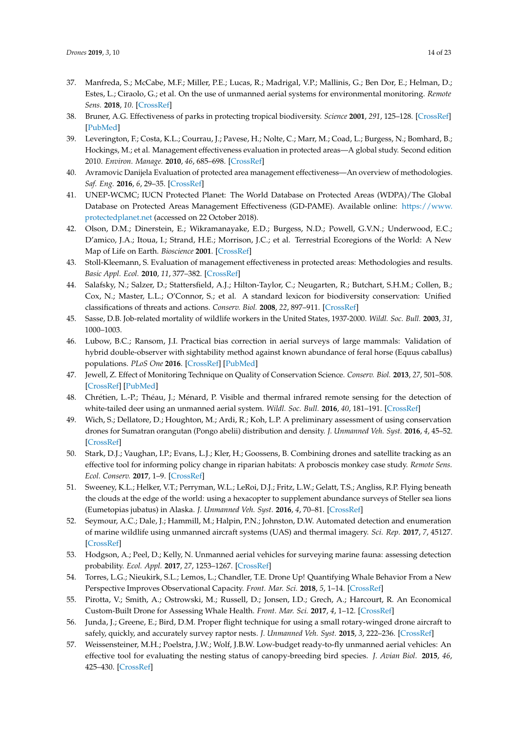37. Manfreda, S.; McCabe, M.F.; Miller, P.E.; Lucas, R.; Madrigal, V.P.; Mallinis, G.; Ben Dor, E.; Helman, D.; Estes, L.; Ciraolo, G.; et al. On the use of unmanned aerial systems for environmental monitoring. *Remote Sens.* **2018**, *10*. [CrossRef]
38. Bruner, A.G. Effectiveness of parks in protecting tropical biodiversity. *Science* **2001**, *291*, 125–128. [CrossRef] [PubMed]
39. Leverington, F.; Costa, K.L.; Courrau, J.; Pavese, H.; Nolte, C.; Marr, M.; Coad, L.; Burgess, N.; Bomhard, B.; Hockings, M.; et al. Management effectiveness evaluation in protected areas—A global study. Second edition 2010. *Environ. Manage.* **2010**, *46*, 685–698. [CrossRef]
40. Avramovic Danijela Evaluation of protected area management effectiveness—An overview of methodologies. *Saf. Eng.* **2016**, *6*, 29–35. [CrossRef]
41. UNEP-WCMC; IUCN Protected Planet: The World Database on Protected Areas (WDPA)/The Global Database on Protected Areas Management Effectiveness (GD-PAME). Available online: https://www.protectedplanet.net (accessed on 22 October 2018).
42. Olson, D.M.; Dinerstein, E.; Wikramanayake, E.D.; Burgess, N.D.; Powell, G.V.N.; Underwood, E.C.; D'amico, J.A.; Itoua, I.; Strand, H.E.; Morrison, J.C.; et al. Terrestrial Ecoregions of the World: A New Map of Life on Earth. *Bioscience* **2001**. [CrossRef]
43. Stoll-Kleemann, S. Evaluation of management effectiveness in protected areas: Methodologies and results. *Basic Appl. Ecol.* **2010**, *11*, 377–382. [CrossRef]
44. Salafsky, N.; Salzer, D.; Stattersfield, A.J.; Hilton-Taylor, C.; Neugarten, R.; Butchart, S.H.M.; Collen, B.; Cox, N.; Master, L.L.; O'Connor, S.; et al. A standard lexicon for biodiversity conservation: Unified classifications of threats and actions. *Conserv. Biol.* **2008**, *22*, 897–911. [CrossRef]
45. Sasse, D.B. Job-related mortality of wildlife workers in the United States, 1937-2000. *Wildl. Soc. Bull.* **2003**, *31*, 1000–1003.
46. Lubow, B.C.; Ransom, J.I. Practical bias correction in aerial surveys of large mammals: Validation of hybrid double-observer with sightability method against known abundance of feral horse (Equus caballus) populations. *PLoS One* **2016**. [CrossRef] [PubMed]
47. Jewell, Z. Effect of Monitoring Technique on Quality of Conservation Science. *Conserv. Biol.* **2013**, *27*, 501–508. [CrossRef] [PubMed]
48. Chrétien, L.-P.; Théau, J.; Ménard, P. Visible and thermal infrared remote sensing for the detection of white-tailed deer using an unmanned aerial system. *Wildl. Soc. Bull.* **2016**, *40*, 181–191. [CrossRef]
49. Wich, S.; Dellatore, D.; Houghton, M.; Ardi, R.; Koh, L.P. A preliminary assessment of using conservation drones for Sumatran orangutan (Pongo abelii) distribution and density. *J. Unmanned Veh. Syst.* **2016**, *4*, 45–52. [CrossRef]
50. Stark, D.J.; Vaughan, I.P.; Evans, L.J.; Kler, H.; Goossens, B. Combining drones and satellite tracking as an effective tool for informing policy change in riparian habitats: A proboscis monkey case study. *Remote Sens. Ecol. Conserv.* **2017**, 1–9. [CrossRef]
51. Sweeney, K.L.; Helker, V.T.; Perryman, W.L.; LeRoi, D.J.; Fritz, L.W.; Gelatt, T.S.; Angliss, R.P. Flying beneath the clouds at the edge of the world: using a hexacopter to supplement abundance surveys of Steller sea lions (Eumetopias jubatus) in Alaska. *J. Unmanned Veh. Syst.* **2016**, *4*, 70–81. [CrossRef]
52. Seymour, A.C.; Dale, J.; Hammill, M.; Halpin, P.N.; Johnston, D.W. Automated detection and enumeration of marine wildlife using unmanned aircraft systems (UAS) and thermal imagery. *Sci. Rep.* **2017**, *7*, 45127. [CrossRef]
53. Hodgson, A.; Peel, D.; Kelly, N. Unmanned aerial vehicles for surveying marine fauna: assessing detection probability. *Ecol. Appl.* **2017**, *27*, 1253–1267. [CrossRef]
54. Torres, L.G.; Nieukirk, S.L.; Lemos, L.; Chandler, T.E. Drone Up! Quantifying Whale Behavior From a New Perspective Improves Observational Capacity. *Front. Mar. Sci.* **2018**, *5*, 1–14. [CrossRef]
55. Pirotta, V.; Smith, A.; Ostrowski, M.; Russell, D.; Jonsen, I.D.; Grech, A.; Harcourt, R. An Economical Custom-Built Drone for Assessing Whale Health. *Front. Mar. Sci.* **2017**, *4*, 1–12. [CrossRef]
56. Junda, J.; Greene, E.; Bird, D.M. Proper flight technique for using a small rotary-winged drone aircraft to safely, quickly, and accurately survey raptor nests. *J. Unmanned Veh. Syst.* **2015**, *3*, 222–236. [CrossRef]
57. Weissensteiner, M.H.; Poelstra, J.W.; Wolf, J.B.W. Low-budget ready-to-fly unmanned aerial vehicles: An effective tool for evaluating the nesting status of canopy-breeding bird species. *J. Avian Biol.* **2015**, *46*, 425–430. [CrossRef]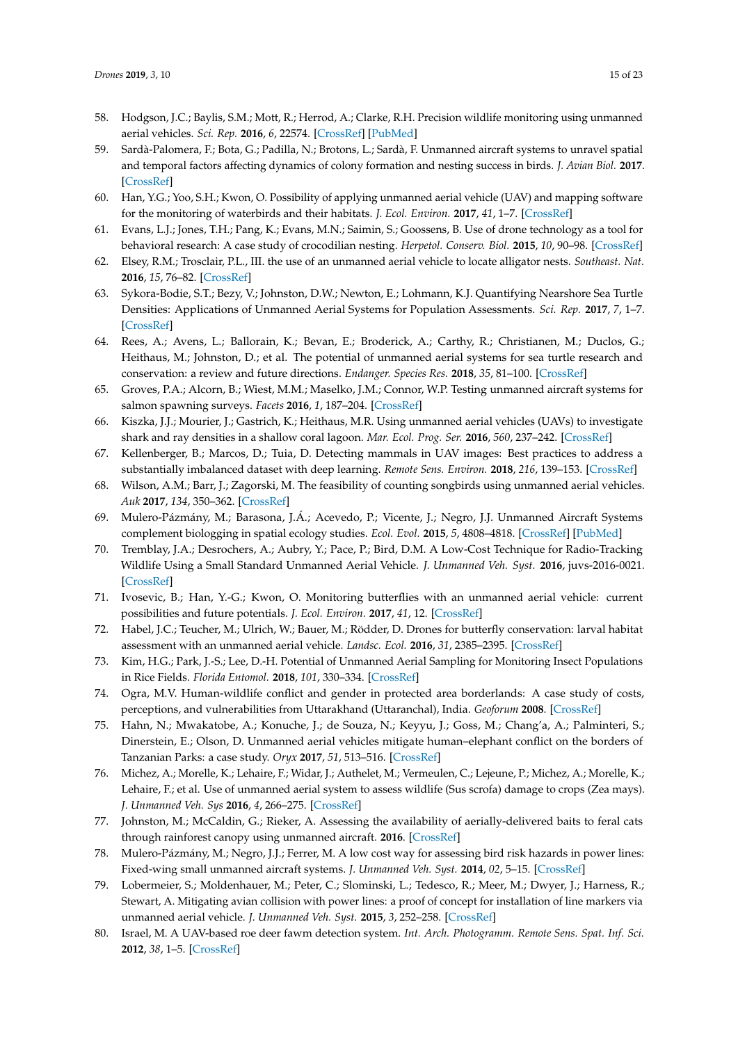58. Hodgson, J.C.; Baylis, S.M.; Mott, R.; Herrod, A.; Clarke, R.H. Precision wildlife monitoring using unmanned aerial vehicles. *Sci. Rep.* **2016**, *6*, 22574. [CrossRef] [PubMed]
59. Sardà-Palomera, F.; Bota, G.; Padilla, N.; Brotons, L.; Sardà, F. Unmanned aircraft systems to unravel spatial and temporal factors affecting dynamics of colony formation and nesting success in birds. *J. Avian Biol.* **2017**. [CrossRef]
60. Han, Y.G.; Yoo, S.H.; Kwon, O. Possibility of applying unmanned aerial vehicle (UAV) and mapping software for the monitoring of waterbirds and their habitats. *J. Ecol. Environ.* **2017**, *41*, 1–7. [CrossRef]
61. Evans, L.J.; Jones, T.H.; Pang, K.; Evans, M.N.; Saimin, S.; Goossens, B. Use of drone technology as a tool for behavioral research: A case study of crocodilian nesting. *Herpetol. Conserv. Biol.* **2015**, *10*, 90–98. [CrossRef]
62. Elsey, R.M.; Trosclair, P.L., III. the use of an unmanned aerial vehicle to locate alligator nests. *Southeast. Nat.* **2016**, *15*, 76–82. [CrossRef]
63. Sykora-Bodie, S.T.; Bezy, V.; Johnston, D.W.; Newton, E.; Lohmann, K.J. Quantifying Nearshore Sea Turtle Densities: Applications of Unmanned Aerial Systems for Population Assessments. *Sci. Rep.* **2017**, *7*, 1–7. [CrossRef]
64. Rees, A.; Avens, L.; Ballorain, K.; Bevan, E.; Broderick, A.; Carthy, R.; Christianen, M.; Duclos, G.; Heithaus, M.; Johnston, D.; et al. The potential of unmanned aerial systems for sea turtle research and conservation: a review and future directions. *Endanger. Species Res.* **2018**, *35*, 81–100. [CrossRef]
65. Groves, P.A.; Alcorn, B.; Wiest, M.M.; Maselko, J.M.; Connor, W.P. Testing unmanned aircraft systems for salmon spawning surveys. *Facets* **2016**, *1*, 187–204. [CrossRef]
66. Kiszka, J.J.; Mourier, J.; Gastrich, K.; Heithaus, M.R. Using unmanned aerial vehicles (UAVs) to investigate shark and ray densities in a shallow coral lagoon. *Mar. Ecol. Prog. Ser.* **2016**, *560*, 237–242. [CrossRef]
67. Kellenberger, B.; Marcos, D.; Tuia, D. Detecting mammals in UAV images: Best practices to address a substantially imbalanced dataset with deep learning. *Remote Sens. Environ.* **2018**, *216*, 139–153. [CrossRef]
68. Wilson, A.M.; Barr, J.; Zagorski, M. The feasibility of counting songbirds using unmanned aerial vehicles. *Auk* **2017**, *134*, 350–362. [CrossRef]
69. Mulero-Pázmány, M.; Barasona, J.Á.; Acevedo, P.; Vicente, J.; Negro, J.J. Unmanned Aircraft Systems complement biologging in spatial ecology studies. *Ecol. Evol.* **2015**, *5*, 4808–4818. [CrossRef] [PubMed]
70. Tremblay, J.A.; Desrochers, A.; Aubry, Y.; Pace, P.; Bird, D.M. A Low-Cost Technique for Radio-Tracking Wildlife Using a Small Standard Unmanned Aerial Vehicle. *J. Unmanned Veh. Syst.* **2016**, juvs-2016-0021. [CrossRef]
71. Ivosevic, B.; Han, Y.-G.; Kwon, O. Monitoring butterflies with an unmanned aerial vehicle: current possibilities and future potentials. *J. Ecol. Environ.* **2017**, *41*, 12. [CrossRef]
72. Habel, J.C.; Teucher, M.; Ulrich, W.; Bauer, M.; Rödder, D. Drones for butterfly conservation: larval habitat assessment with an unmanned aerial vehicle. *Landsc. Ecol.* **2016**, *31*, 2385–2395. [CrossRef]
73. Kim, H.G.; Park, J.-S.; Lee, D.-H. Potential of Unmanned Aerial Sampling for Monitoring Insect Populations in Rice Fields. *Florida Entomol.* **2018**, *101*, 330–334. [CrossRef]
74. Ogra, M.V. Human-wildlife conflict and gender in protected area borderlands: A case study of costs, perceptions, and vulnerabilities from Uttarakhand (Uttaranchal), India. *Geoforum* **2008**. [CrossRef]
75. Hahn, N.; Mwakatobe, A.; Konuche, J.; de Souza, N.; Keyyu, J.; Goss, M.; Chang'a, A.; Palminteri, S.; Dinerstein, E.; Olson, D. Unmanned aerial vehicles mitigate human–elephant conflict on the borders of Tanzanian Parks: a case study. *Oryx* **2017**, *51*, 513–516. [CrossRef]
76. Michez, A.; Morelle, K.; Lehaire, F.; Widar, J.; Authelet, M.; Vermeulen, C.; Lejeune, P.; Michez, A.; Morelle, K.; Lehaire, F.; et al. Use of unmanned aerial system to assess wildlife (Sus scrofa) damage to crops (Zea mays). *J. Unmanned Veh. Sys* **2016**, *4*, 266–275. [CrossRef]
77. Johnston, M.; McCaldin, G.; Rieker, A. Assessing the availability of aerially-delivered baits to feral cats through rainforest canopy using unmanned aircraft. **2016**. [CrossRef]
78. Mulero-Pázmány, M.; Negro, J.J.; Ferrer, M. A low cost way for assessing bird risk hazards in power lines: Fixed-wing small unmanned aircraft systems. *J. Unmanned Veh. Syst.* **2014**, *02*, 5–15. [CrossRef]
79. Lobermeier, S.; Moldenhauer, M.; Peter, C.; Slominski, L.; Tedesco, R.; Meer, M.; Dwyer, J.; Harness, R.; Stewart, A. Mitigating avian collision with power lines: a proof of concept for installation of line markers via unmanned aerial vehicle. *J. Unmanned Veh. Syst.* **2015**, *3*, 252–258. [CrossRef]
80. Israel, M. A UAV-based roe deer fawn detection system. *Int. Arch. Photogramm. Remote Sens. Spat. Inf. Sci.* **2012**, *38*, 1–5. [CrossRef]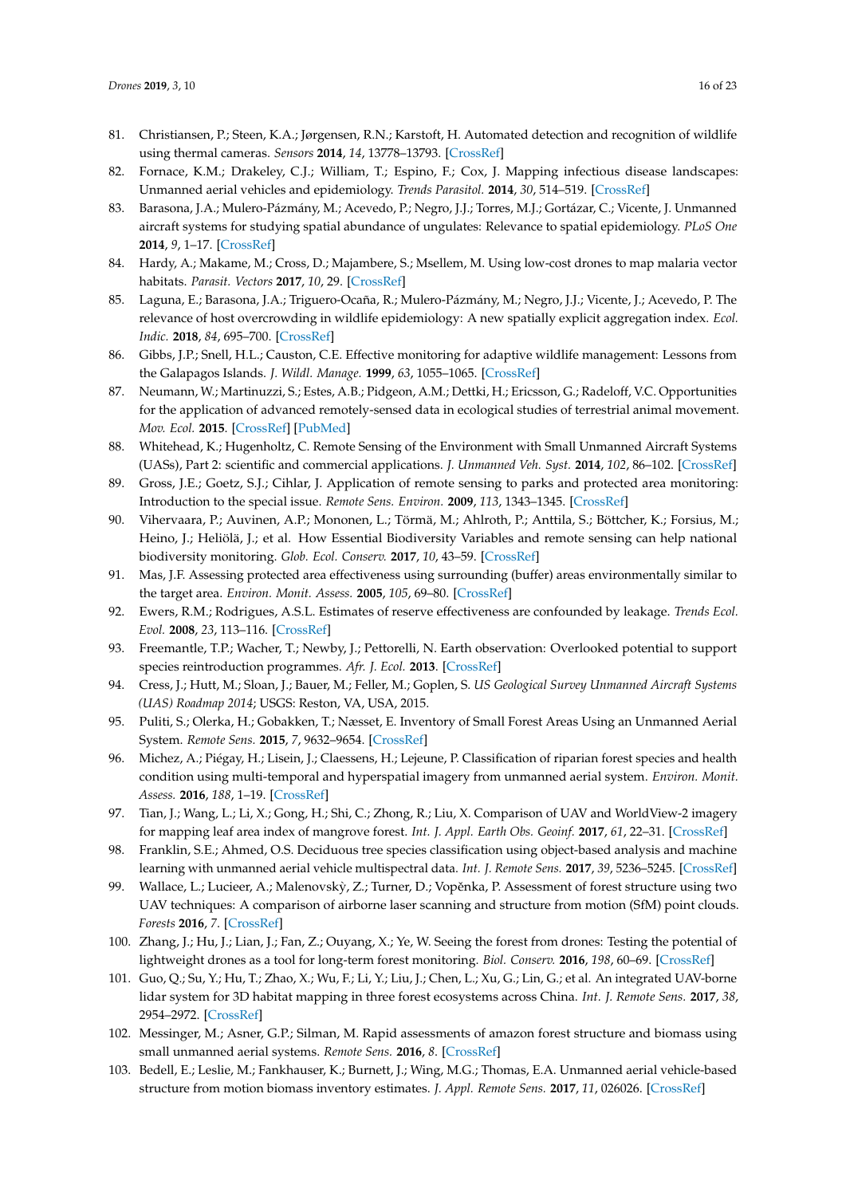81. Christiansen, P.; Steen, K.A.; Jørgensen, R.N.; Karstoft, H. Automated detection and recognition of wildlife using thermal cameras. *Sensors* **2014**, *14*, 13778–13793. [CrossRef]
82. Fornace, K.M.; Drakeley, C.J.; William, T.; Espino, F.; Cox, J. Mapping infectious disease landscapes: Unmanned aerial vehicles and epidemiology. *Trends Parasitol.* **2014**, *30*, 514–519. [CrossRef]
83. Barasona, J.A.; Mulero-Pázmány, M.; Acevedo, P.; Negro, J.J.; Torres, M.J.; Gortázar, C.; Vicente, J. Unmanned aircraft systems for studying spatial abundance of ungulates: Relevance to spatial epidemiology. *PLoS One* **2014**, *9*, 1–17. [CrossRef]
84. Hardy, A.; Makame, M.; Cross, D.; Majambere, S.; Msellem, M. Using low-cost drones to map malaria vector habitats. *Parasit. Vectors* **2017**, *10*, 29. [CrossRef]
85. Laguna, E.; Barasona, J.A.; Triguero-Ocaña, R.; Mulero-Pázmány, M.; Negro, J.J.; Vicente, J.; Acevedo, P. The relevance of host overcrowding in wildlife epidemiology: A new spatially explicit aggregation index. *Ecol. Indic.* **2018**, *84*, 695–700. [CrossRef]
86. Gibbs, J.P.; Snell, H.L.; Causton, C.E. Effective monitoring for adaptive wildlife management: Lessons from the Galapagos Islands. *J. Wildl. Manage.* **1999**, *63*, 1055–1065. [CrossRef]
87. Neumann, W.; Martinuzzi, S.; Estes, A.B.; Pidgeon, A.M.; Dettki, H.; Ericsson, G.; Radeloff, V.C. Opportunities for the application of advanced remotely-sensed data in ecological studies of terrestrial animal movement. *Mov. Ecol.* **2015**. [CrossRef] [PubMed]
88. Whitehead, K.; Hugenholtz, C. Remote Sensing of the Environment with Small Unmanned Aircraft Systems (UASs), Part 2: scientific and commercial applications. *J. Unmanned Veh. Syst.* **2014**, *102*, 86–102. [CrossRef]
89. Gross, J.E.; Goetz, S.J.; Cihlar, J. Application of remote sensing to parks and protected area monitoring: Introduction to the special issue. *Remote Sens. Environ.* **2009**, *113*, 1343–1345. [CrossRef]
90. Vihervaara, P.; Auvinen, A.P.; Mononen, L.; Törmä, M.; Ahlroth, P.; Anttila, S.; Böttcher, K.; Forsius, M.; Heino, J.; Heliölä, J.; et al. How Essential Biodiversity Variables and remote sensing can help national biodiversity monitoring. *Glob. Ecol. Conserv.* **2017**, *10*, 43–59. [CrossRef]
91. Mas, J.F. Assessing protected area effectiveness using surrounding (buffer) areas environmentally similar to the target area. *Environ. Monit. Assess.* **2005**, *105*, 69–80. [CrossRef]
92. Ewers, R.M.; Rodrigues, A.S.L. Estimates of reserve effectiveness are confounded by leakage. *Trends Ecol. Evol.* **2008**, *23*, 113–116. [CrossRef]
93. Freemantle, T.P.; Wacher, T.; Newby, J.; Pettorelli, N. Earth observation: Overlooked potential to support species reintroduction programmes. *Afr. J. Ecol.* **2013**. [CrossRef]
94. Cress, J.; Hutt, M.; Sloan, J.; Bauer, M.; Feller, M.; Goplen, S. *US Geological Survey Unmanned Aircraft Systems (UAS) Roadmap 2014*; USGS: Reston, VA, USA, 2015.
95. Puliti, S.; Olerka, H.; Gobakken, T.; Næsset, E. Inventory of Small Forest Areas Using an Unmanned Aerial System. *Remote Sens.* **2015**, *7*, 9632–9654. [CrossRef]
96. Michez, A.; Piégay, H.; Lisein, J.; Claessens, H.; Lejeune, P. Classification of riparian forest species and health condition using multi-temporal and hyperspatial imagery from unmanned aerial system. *Environ. Monit. Assess.* **2016**, *188*, 1–19. [CrossRef]
97. Tian, J.; Wang, L.; Li, X.; Gong, H.; Shi, C.; Zhong, R.; Liu, X. Comparison of UAV and WorldView-2 imagery for mapping leaf area index of mangrove forest. *Int. J. Appl. Earth Obs. Geoinf.* **2017**, *61*, 22–31. [CrossRef]
98. Franklin, S.E.; Ahmed, O.S. Deciduous tree species classification using object-based analysis and machine learning with unmanned aerial vehicle multispectral data. *Int. J. Remote Sens.* **2017**, *39*, 5236–5245. [CrossRef]
99. Wallace, L.; Lucieer, A.; Malenovskỳ, Z.; Turner, D.; Vopěnka, P. Assessment of forest structure using two UAV techniques: A comparison of airborne laser scanning and structure from motion (SfM) point clouds. *Forests* **2016**, *7*. [CrossRef]
100. Zhang, J.; Hu, J.; Lian, J.; Fan, Z.; Ouyang, X.; Ye, W. Seeing the forest from drones: Testing the potential of lightweight drones as a tool for long-term forest monitoring. *Biol. Conserv.* **2016**, *198*, 60–69. [CrossRef]
101. Guo, Q.; Su, Y.; Hu, T.; Zhao, X.; Wu, F.; Li, Y.; Liu, J.; Chen, L.; Xu, G.; Lin, G.; et al. An integrated UAV-borne lidar system for 3D habitat mapping in three forest ecosystems across China. *Int. J. Remote Sens.* **2017**, *38*, 2954–2972. [CrossRef]
102. Messinger, M.; Asner, G.P.; Silman, M. Rapid assessments of amazon forest structure and biomass using small unmanned aerial systems. *Remote Sens.* **2016**, *8*. [CrossRef]
103. Bedell, E.; Leslie, M.; Fankhauser, K.; Burnett, J.; Wing, M.G.; Thomas, E.A. Unmanned aerial vehicle-based structure from motion biomass inventory estimates. *J. Appl. Remote Sens.* **2017**, *11*, 026026. [CrossRef]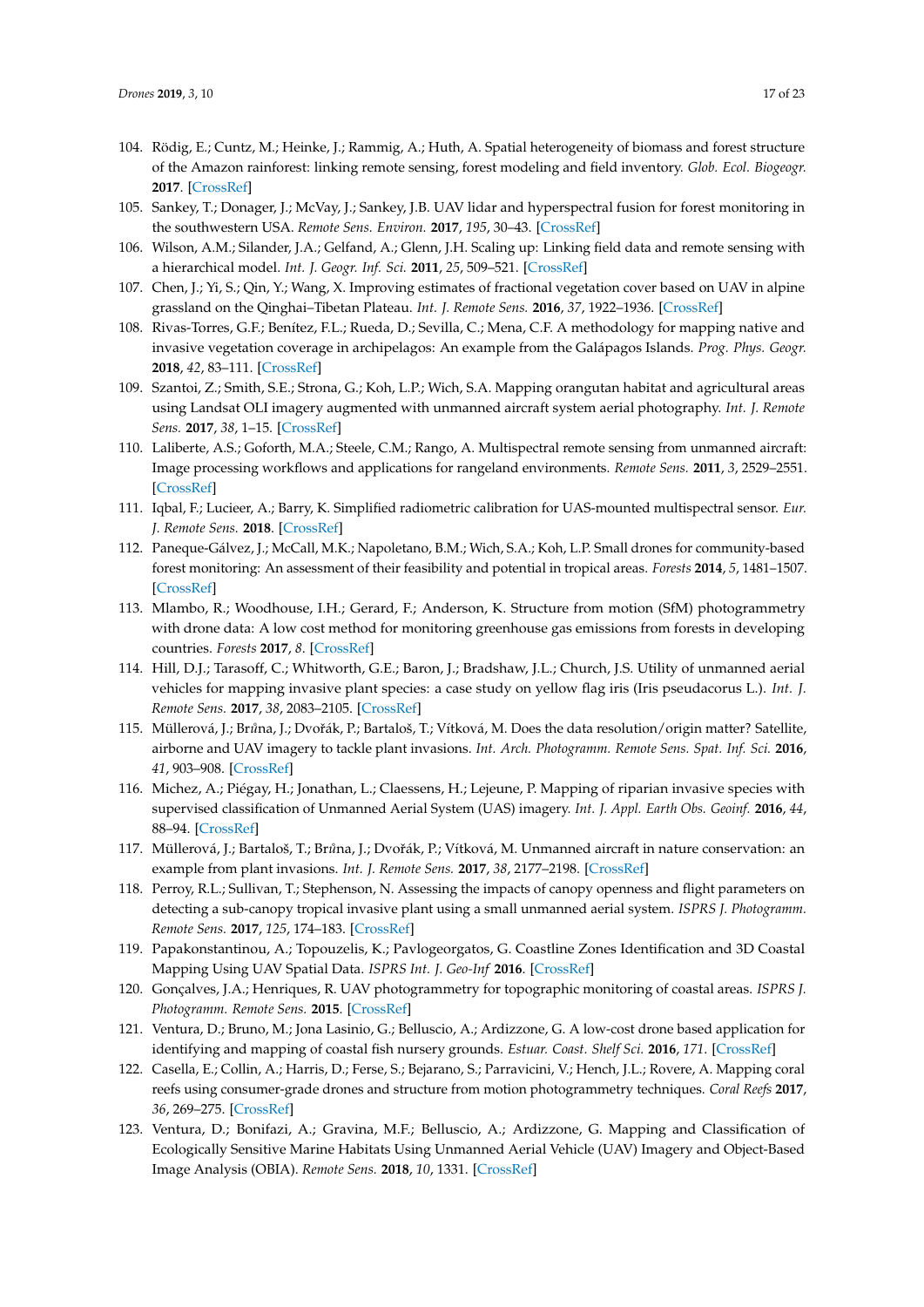104. Rödig, E.; Cuntz, M.; Heinke, J.; Rammig, A.; Huth, A. Spatial heterogeneity of biomass and forest structure of the Amazon rainforest: linking remote sensing, forest modeling and field inventory. *Glob. Ecol. Biogeogr.* **2017**. [CrossRef]
105. Sankey, T.; Donager, J.; McVay, J.; Sankey, J.B. UAV lidar and hyperspectral fusion for forest monitoring in the southwestern USA. *Remote Sens. Environ.* **2017**, *195*, 30–43. [CrossRef]
106. Wilson, A.M.; Silander, J.A.; Gelfand, A.; Glenn, J.H. Scaling up: Linking field data and remote sensing with a hierarchical model. *Int. J. Geogr. Inf. Sci.* **2011**, *25*, 509–521. [CrossRef]
107. Chen, J.; Yi, S.; Qin, Y.; Wang, X. Improving estimates of fractional vegetation cover based on UAV in alpine grassland on the Qinghai–Tibetan Plateau. *Int. J. Remote Sens.* **2016**, *37*, 1922–1936. [CrossRef]
108. Rivas-Torres, G.F.; Benítez, F.L.; Rueda, D.; Sevilla, C.; Mena, C.F. A methodology for mapping native and invasive vegetation coverage in archipelagos: An example from the Galápagos Islands. *Prog. Phys. Geogr.* **2018**, *42*, 83–111. [CrossRef]
109. Szantoi, Z.; Smith, S.E.; Strona, G.; Koh, L.P.; Wich, S.A. Mapping orangutan habitat and agricultural areas using Landsat OLI imagery augmented with unmanned aircraft system aerial photography. *Int. J. Remote Sens.* **2017**, *38*, 1–15. [CrossRef]
110. Laliberte, A.S.; Goforth, M.A.; Steele, C.M.; Rango, A. Multispectral remote sensing from unmanned aircraft: Image processing workflows and applications for rangeland environments. *Remote Sens.* **2011**, *3*, 2529–2551. [CrossRef]
111. Iqbal, F.; Lucieer, A.; Barry, K. Simplified radiometric calibration for UAS-mounted multispectral sensor. *Eur. J. Remote Sens.* **2018**. [CrossRef]
112. Paneque-Gálvez, J.; McCall, M.K.; Napoletano, B.M.; Wich, S.A.; Koh, L.P. Small drones for community-based forest monitoring: An assessment of their feasibility and potential in tropical areas. *Forests* **2014**, *5*, 1481–1507. [CrossRef]
113. Mlambo, R.; Woodhouse, I.H.; Gerard, F.; Anderson, K. Structure from motion (SfM) photogrammetry with drone data: A low cost method for monitoring greenhouse gas emissions from forests in developing countries. *Forests* **2017**, *8*. [CrossRef]
114. Hill, D.J.; Tarasoff, C.; Whitworth, G.E.; Baron, J.; Bradshaw, J.L.; Church, J.S. Utility of unmanned aerial vehicles for mapping invasive plant species: a case study on yellow flag iris (Iris pseudacorus L.). *Int. J. Remote Sens.* **2017**, *38*, 2083–2105. [CrossRef]
115. Müllerová, J.; Brůna, J.; Dvořák, P.; Bartaloš, T.; Vítková, M. Does the data resolution/origin matter? Satellite, airborne and UAV imagery to tackle plant invasions. *Int. Arch. Photogramm. Remote Sens. Spat. Inf. Sci.* **2016**, *41*, 903–908. [CrossRef]
116. Michez, A.; Piégay, H.; Jonathan, L.; Claessens, H.; Lejeune, P. Mapping of riparian invasive species with supervised classification of Unmanned Aerial System (UAS) imagery. *Int. J. Appl. Earth Obs. Geoinf.* **2016**, *44*, 88–94. [CrossRef]
117. Müllerová, J.; Bartaloš, T.; Brůna, J.; Dvořák, P.; Vítková, M. Unmanned aircraft in nature conservation: an example from plant invasions. *Int. J. Remote Sens.* **2017**, *38*, 2177–2198. [CrossRef]
118. Perroy, R.L.; Sullivan, T.; Stephenson, N. Assessing the impacts of canopy openness and flight parameters on detecting a sub-canopy tropical invasive plant using a small unmanned aerial system. *ISPRS J. Photogramm. Remote Sens.* **2017**, *125*, 174–183. [CrossRef]
119. Papakonstantinou, A.; Topouzelis, K.; Pavlogeorgatos, G. Coastline Zones Identification and 3D Coastal Mapping Using UAV Spatial Data. *ISPRS Int. J. Geo-Inf* **2016**. [CrossRef]
120. Gonçalves, J.A.; Henriques, R. UAV photogrammetry for topographic monitoring of coastal areas. *ISPRS J. Photogramm. Remote Sens.* **2015**. [CrossRef]
121. Ventura, D.; Bruno, M.; Jona Lasinio, G.; Belluscio, A.; Ardizzone, G. A low-cost drone based application for identifying and mapping of coastal fish nursery grounds. *Estuar. Coast. Shelf Sci.* **2016**, *171*. [CrossRef]
122. Casella, E.; Collin, A.; Harris, D.; Ferse, S.; Bejarano, S.; Parravicini, V.; Hench, J.L.; Rovere, A. Mapping coral reefs using consumer-grade drones and structure from motion photogrammetry techniques. *Coral Reefs* **2017**, *36*, 269–275. [CrossRef]
123. Ventura, D.; Bonifazi, A.; Gravina, M.F.; Belluscio, A.; Ardizzone, G. Mapping and Classification of Ecologically Sensitive Marine Habitats Using Unmanned Aerial Vehicle (UAV) Imagery and Object-Based Image Analysis (OBIA). *Remote Sens.* **2018**, *10*, 1331. [CrossRef]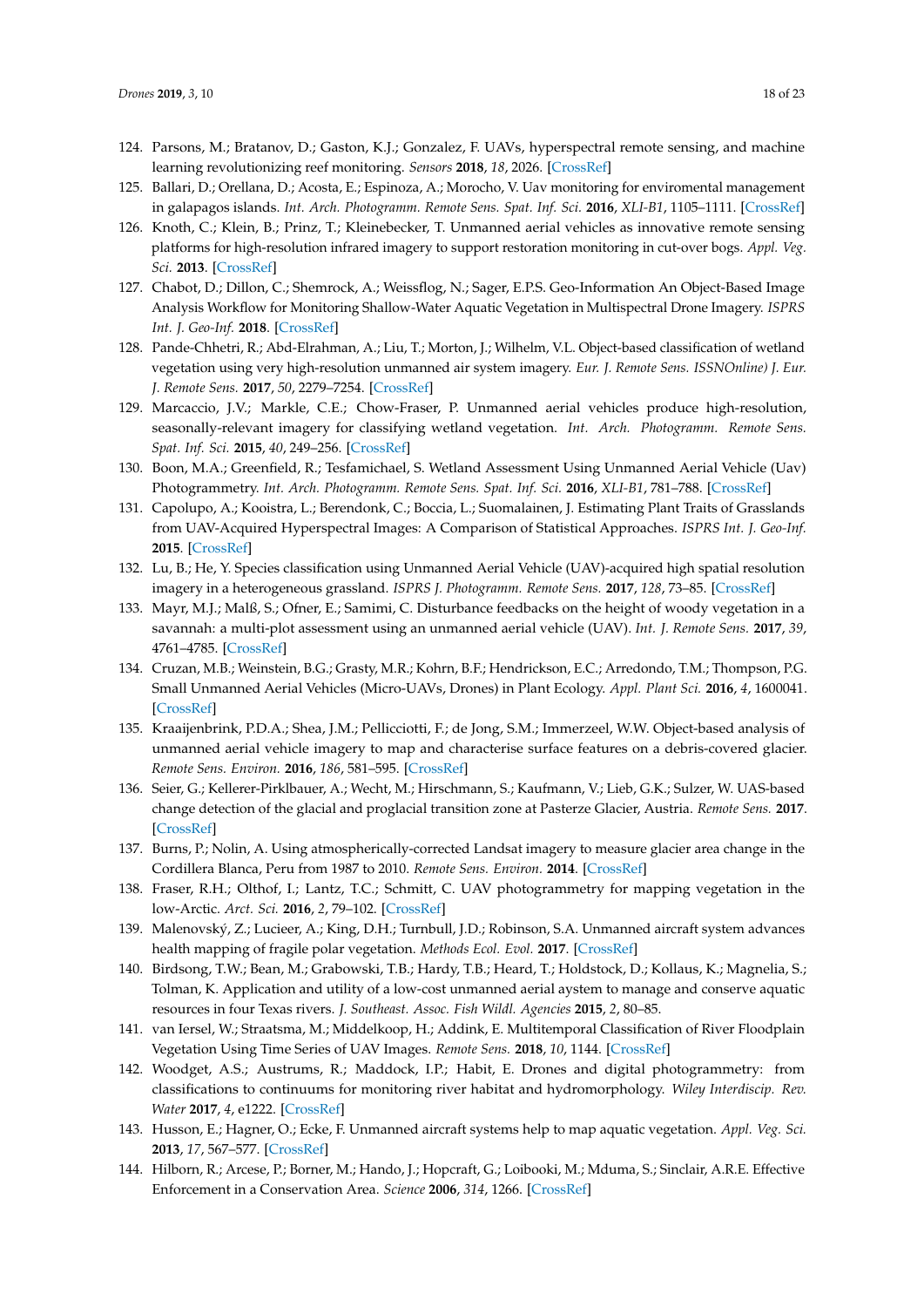124. Parsons, M.; Bratanov, D.; Gaston, K.J.; Gonzalez, F. UAVs, hyperspectral remote sensing, and machine learning revolutionizing reef monitoring. *Sensors* **2018**, *18*, 2026. [CrossRef]
125. Ballari, D.; Orellana, D.; Acosta, E.; Espinoza, A.; Morocho, V. Uav monitoring for enviromental management in galapagos islands. *Int. Arch. Photogramm. Remote Sens. Spat. Inf. Sci.* **2016**, *XLI-B1*, 1105–1111. [CrossRef]
126. Knoth, C.; Klein, B.; Prinz, T.; Kleinebecker, T. Unmanned aerial vehicles as innovative remote sensing platforms for high-resolution infrared imagery to support restoration monitoring in cut-over bogs. *Appl. Veg. Sci.* **2013**. [CrossRef]
127. Chabot, D.; Dillon, C.; Shemrock, A.; Weissflog, N.; Sager, E.P.S. Geo-Information An Object-Based Image Analysis Workflow for Monitoring Shallow-Water Aquatic Vegetation in Multispectral Drone Imagery. *ISPRS Int. J. Geo-Inf.* **2018**. [CrossRef]
128. Pande-Chhetri, R.; Abd-Elrahman, A.; Liu, T.; Morton, J.; Wilhelm, V.L. Object-based classification of wetland vegetation using very high-resolution unmanned air system imagery. *Eur. J. Remote Sens. ISSNOnline) J. Eur. J. Remote Sens.* **2017**, *50*, 2279–7254. [CrossRef]
129. Marcaccio, J.V.; Markle, C.E.; Chow-Fraser, P. Unmanned aerial vehicles produce high-resolution, seasonally-relevant imagery for classifying wetland vegetation. *Int. Arch. Photogramm. Remote Sens. Spat. Inf. Sci.* **2015**, *40*, 249–256. [CrossRef]
130. Boon, M.A.; Greenfield, R.; Tesfamichael, S. Wetland Assessment Using Unmanned Aerial Vehicle (Uav) Photogrammetry. *Int. Arch. Photogramm. Remote Sens. Spat. Inf. Sci.* **2016**, *XLI-B1*, 781–788. [CrossRef]
131. Capolupo, A.; Kooistra, L.; Berendonk, C.; Boccia, L.; Suomalainen, J. Estimating Plant Traits of Grasslands from UAV-Acquired Hyperspectral Images: A Comparison of Statistical Approaches. *ISPRS Int. J. Geo-Inf.* **2015**. [CrossRef]
132. Lu, B.; He, Y. Species classification using Unmanned Aerial Vehicle (UAV)-acquired high spatial resolution imagery in a heterogeneous grassland. *ISPRS J. Photogramm. Remote Sens.* **2017**, *128*, 73–85. [CrossRef]
133. Mayr, M.J.; Malß, S.; Ofner, E.; Samimi, C. Disturbance feedbacks on the height of woody vegetation in a savannah: a multi-plot assessment using an unmanned aerial vehicle (UAV). *Int. J. Remote Sens.* **2017**, *39*, 4761–4785. [CrossRef]
134. Cruzan, M.B.; Weinstein, B.G.; Grasty, M.R.; Kohrn, B.F.; Hendrickson, E.C.; Arredondo, T.M.; Thompson, P.G. Small Unmanned Aerial Vehicles (Micro-UAVs, Drones) in Plant Ecology. *Appl. Plant Sci.* **2016**, *4*, 1600041. [CrossRef]
135. Kraaijenbrink, P.D.A.; Shea, J.M.; Pellicciotti, F.; de Jong, S.M.; Immerzeel, W.W. Object-based analysis of unmanned aerial vehicle imagery to map and characterise surface features on a debris-covered glacier. *Remote Sens. Environ.* **2016**, *186*, 581–595. [CrossRef]
136. Seier, G.; Kellerer-Pirklbauer, A.; Wecht, M.; Hirschmann, S.; Kaufmann, V.; Lieb, G.K.; Sulzer, W. UAS-based change detection of the glacial and proglacial transition zone at Pasterze Glacier, Austria. *Remote Sens.* **2017**. [CrossRef]
137. Burns, P.; Nolin, A. Using atmospherically-corrected Landsat imagery to measure glacier area change in the Cordillera Blanca, Peru from 1987 to 2010. *Remote Sens. Environ.* **2014**. [CrossRef]
138. Fraser, R.H.; Olthof, I.; Lantz, T.C.; Schmitt, C. UAV photogrammetry for mapping vegetation in the low-Arctic. *Arct. Sci.* **2016**, *2*, 79–102. [CrossRef]
139. Malenovský, Z.; Lucieer, A.; King, D.H.; Turnbull, J.D.; Robinson, S.A. Unmanned aircraft system advances health mapping of fragile polar vegetation. *Methods Ecol. Evol.* **2017**. [CrossRef]
140. Birdsong, T.W.; Bean, M.; Grabowski, T.B.; Hardy, T.B.; Heard, T.; Holdstock, D.; Kollaus, K.; Magnelia, S.; Tolman, K. Application and utility of a low-cost unmanned aerial aystem to manage and conserve aquatic resources in four Texas rivers. *J. Southeast. Assoc. Fish Wildl. Agencies* **2015**, *2*, 80–85.
141. van Iersel, W.; Straatsma, M.; Middelkoop, H.; Addink, E. Multitemporal Classification of River Floodplain Vegetation Using Time Series of UAV Images. *Remote Sens.* **2018**, *10*, 1144. [CrossRef]
142. Woodget, A.S.; Austrums, R.; Maddock, I.P.; Habit, E. Drones and digital photogrammetry: from classifications to continuums for monitoring river habitat and hydromorphology. *Wiley Interdiscip. Rev. Water* **2017**, *4*, e1222. [CrossRef]
143. Husson, E.; Hagner, O.; Ecke, F. Unmanned aircraft systems help to map aquatic vegetation. *Appl. Veg. Sci.* **2013**, *17*, 567–577. [CrossRef]
144. Hilborn, R.; Arcese, P.; Borner, M.; Hando, J.; Hopcraft, G.; Loibooki, M.; Mduma, S.; Sinclair, A.R.E. Effective Enforcement in a Conservation Area. *Science* **2006**, *314*, 1266. [CrossRef]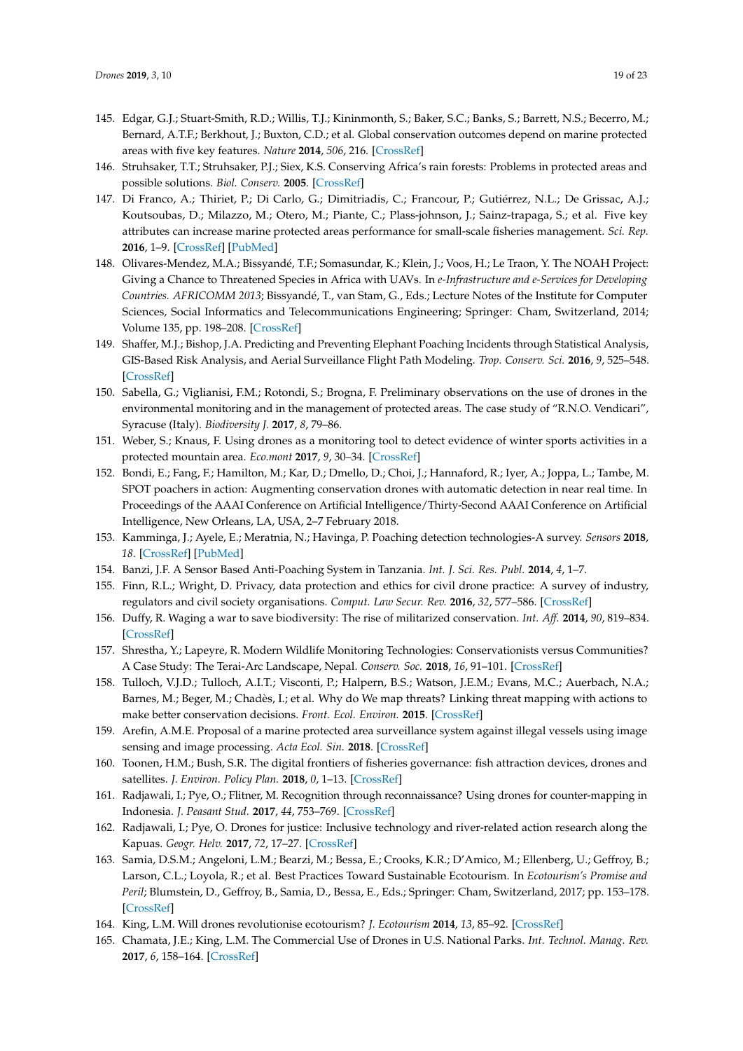145. Edgar, G.J.; Stuart-Smith, R.D.; Willis, T.J.; Kininmonth, S.; Baker, S.C.; Banks, S.; Barrett, N.S.; Becerro, M.; Bernard, A.T.F.; Berkhout, J.; Buxton, C.D.; et al. Global conservation outcomes depend on marine protected areas with five key features. *Nature* **2014**, *506*, 216. [CrossRef]
146. Struhsaker, T.T.; Struhsaker, P.J.; Siex, K.S. Conserving Africa's rain forests: Problems in protected areas and possible solutions. *Biol. Conserv.* **2005**. [CrossRef]
147. Di Franco, A.; Thiriet, P.; Di Carlo, G.; Dimitriadis, C.; Francour, P.; Gutiérrez, N.L.; De Grissac, A.J.; Koutsoubas, D.; Milazzo, M.; Otero, M.; Piante, C.; Plass-johnson, J.; Sainz-trapaga, S.; et al. Five key attributes can increase marine protected areas performance for small-scale fisheries management. *Sci. Rep.* **2016**, 1–9. [CrossRef] [PubMed]
148. Olivares-Mendez, M.A.; Bissyandé, T.F.; Somasundar, K.; Klein, J.; Voos, H.; Le Traon, Y. The NOAH Project: Giving a Chance to Threatened Species in Africa with UAVs. In *e-Infrastructure and e-Services for Developing Countries. AFRICOMM 2013*; Bissyandé, T., van Stam, G., Eds.; Lecture Notes of the Institute for Computer Sciences, Social Informatics and Telecommunications Engineering; Springer: Cham, Switzerland, 2014; Volume 135, pp. 198–208. [CrossRef]
149. Shaffer, M.J.; Bishop, J.A. Predicting and Preventing Elephant Poaching Incidents through Statistical Analysis, GIS-Based Risk Analysis, and Aerial Surveillance Flight Path Modeling. *Trop. Conserv. Sci.* **2016**, *9*, 525–548. [CrossRef]
150. Sabella, G.; Viglianisi, F.M.; Rotondi, S.; Brogna, F. Preliminary observations on the use of drones in the environmental monitoring and in the management of protected areas. The case study of "R.N.O. Vendicari", Syracuse (Italy). *Biodiversity J.* **2017**, *8*, 79–86.
151. Weber, S.; Knaus, F. Using drones as a monitoring tool to detect evidence of winter sports activities in a protected mountain area. *Eco.mont* **2017**, *9*, 30–34. [CrossRef]
152. Bondi, E.; Fang, F.; Hamilton, M.; Kar, D.; Dmello, D.; Choi, J.; Hannaford, R.; Iyer, A.; Joppa, L.; Tambe, M. SPOT poachers in action: Augmenting conservation drones with automatic detection in near real time. In Proceedings of the AAAI Conference on Artificial Intelligence/Thirty-Second AAAI Conference on Artificial Intelligence, New Orleans, LA, USA, 2–7 February 2018.
153. Kamminga, J.; Ayele, E.; Meratnia, N.; Havinga, P. Poaching detection technologies-A survey. *Sensors* **2018**, *18*. [CrossRef] [PubMed]
154. Banzi, J.F. A Sensor Based Anti-Poaching System in Tanzania. *Int. J. Sci. Res. Publ.* **2014**, *4*, 1–7.
155. Finn, R.L.; Wright, D. Privacy, data protection and ethics for civil drone practice: A survey of industry, regulators and civil society organisations. *Comput. Law Secur. Rev.* **2016**, *32*, 577–586. [CrossRef]
156. Duffy, R. Waging a war to save biodiversity: The rise of militarized conservation. *Int. Aff.* **2014**, *90*, 819–834. [CrossRef]
157. Shrestha, Y.; Lapeyre, R. Modern Wildlife Monitoring Technologies: Conservationists versus Communities? A Case Study: The Terai-Arc Landscape, Nepal. *Conserv. Soc.* **2018**, *16*, 91–101. [CrossRef]
158. Tulloch, V.J.D.; Tulloch, A.I.T.; Visconti, P.; Halpern, B.S.; Watson, J.E.M.; Evans, M.C.; Auerbach, N.A.; Barnes, M.; Beger, M.; Chadès, I.; et al. Why do We map threats? Linking threat mapping with actions to make better conservation decisions. *Front. Ecol. Environ.* **2015**. [CrossRef]
159. Arefin, A.M.E. Proposal of a marine protected area surveillance system against illegal vessels using image sensing and image processing. *Acta Ecol. Sin.* **2018**. [CrossRef]
160. Toonen, H.M.; Bush, S.R. The digital frontiers of fisheries governance: fish attraction devices, drones and satellites. *J. Environ. Policy Plan.* **2018**, *0*, 1–13. [CrossRef]
161. Radjawali, I.; Pye, O.; Flitner, M. Recognition through reconnaissance? Using drones for counter-mapping in Indonesia. *J. Peasant Stud.* **2017**, *44*, 753–769. [CrossRef]
162. Radjawali, I.; Pye, O. Drones for justice: Inclusive technology and river-related action research along the Kapuas. *Geogr. Helv.* **2017**, *72*, 17–27. [CrossRef]
163. Samia, D.S.M.; Angeloni, L.M.; Bearzi, M.; Bessa, E.; Crooks, K.R.; D'Amico, M.; Ellenberg, U.; Geffroy, B.; Larson, C.L.; Loyola, R.; et al. Best Practices Toward Sustainable Ecotourism. In *Ecotourism's Promise and Peril*; Blumstein, D., Geffroy, B., Samia, D., Bessa, E., Eds.; Springer: Cham, Switzerland, 2017; pp. 153–178. [CrossRef]
164. King, L.M. Will drones revolutionise ecotourism? *J. Ecotourism* **2014**, *13*, 85–92. [CrossRef]
165. Chamata, J.E.; King, L.M. The Commercial Use of Drones in U.S. National Parks. *Int. Technol. Manag. Rev.* **2017**, *6*, 158–164. [CrossRef]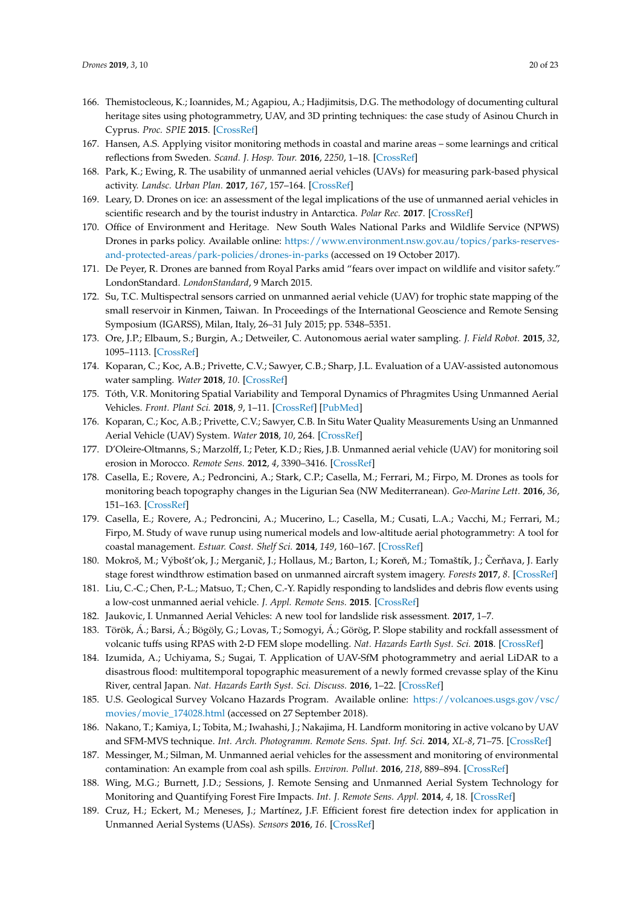166. Themistocleous, K.; Ioannides, M.; Agapiou, A.; Hadjimitsis, D.G. The methodology of documenting cultural heritage sites using photogrammetry, UAV, and 3D printing techniques: the case study of Asinou Church in Cyprus. *Proc. SPIE* **2015**. [CrossRef]
167. Hansen, A.S. Applying visitor monitoring methods in coastal and marine areas – some learnings and critical reflections from Sweden. *Scand. J. Hosp. Tour.* **2016**, *2250*, 1–18. [CrossRef]
168. Park, K.; Ewing, R. The usability of unmanned aerial vehicles (UAVs) for measuring park-based physical activity. *Landsc. Urban Plan.* **2017**, *167*, 157–164. [CrossRef]
169. Leary, D. Drones on ice: an assessment of the legal implications of the use of unmanned aerial vehicles in scientific research and by the tourist industry in Antarctica. *Polar Rec.* **2017**. [CrossRef]
170. Office of Environment and Heritage. New South Wales National Parks and Wildlife Service (NPWS) Drones in parks policy. Available online: https://www.environment.nsw.gov.au/topics/parks-reserves-and-protected-areas/park-policies/drones-in-parks (accessed on 19 October 2017).
171. De Peyer, R. Drones are banned from Royal Parks amid "fears over impact on wildlife and visitor safety." LondonStandard. *LondonStandard*, 9 March 2015.
172. Su, T.C. Multispectral sensors carried on unmanned aerial vehicle (UAV) for trophic state mapping of the small reservoir in Kinmen, Taiwan. In Proceedings of the International Geoscience and Remote Sensing Symposium (IGARSS), Milan, Italy, 26–31 July 2015; pp. 5348–5351.
173. Ore, J.P.; Elbaum, S.; Burgin, A.; Detweiler, C. Autonomous aerial water sampling. *J. Field Robot.* **2015**, *32*, 1095–1113. [CrossRef]
174. Koparan, C.; Koc, A.B.; Privette, C.V.; Sawyer, C.B.; Sharp, J.L. Evaluation of a UAV-assisted autonomous water sampling. *Water* **2018**, *10*. [CrossRef]
175. Tóth, V.R. Monitoring Spatial Variability and Temporal Dynamics of Phragmites Using Unmanned Aerial Vehicles. *Front. Plant Sci.* **2018**, *9*, 1–11. [CrossRef] [PubMed]
176. Koparan, C.; Koc, A.B.; Privette, C.V.; Sawyer, C.B. In Situ Water Quality Measurements Using an Unmanned Aerial Vehicle (UAV) System. *Water* **2018**, *10*, 264. [CrossRef]
177. D'Oleire-Oltmanns, S.; Marzolff, I.; Peter, K.D.; Ries, J.B. Unmanned aerial vehicle (UAV) for monitoring soil erosion in Morocco. *Remote Sens.* **2012**, *4*, 3390–3416. [CrossRef]
178. Casella, E.; Rovere, A.; Pedroncini, A.; Stark, C.P.; Casella, M.; Ferrari, M.; Firpo, M. Drones as tools for monitoring beach topography changes in the Ligurian Sea (NW Mediterranean). *Geo-Marine Lett.* **2016**, *36*, 151–163. [CrossRef]
179. Casella, E.; Rovere, A.; Pedroncini, A.; Mucerino, L.; Casella, M.; Cusati, L.A.; Vacchi, M.; Ferrari, M.; Firpo, M. Study of wave runup using numerical models and low-altitude aerial photogrammetry: A tool for coastal management. *Estuar. Coast. Shelf Sci.* **2014**, *149*, 160–167. [CrossRef]
180. Mokroš, M.; Výbošt'ok, J.; Merganič, J.; Hollaus, M.; Barton, I.; Koreň, M.; Tomaštík, J.; Čerňava, J. Early stage forest windthrow estimation based on unmanned aircraft system imagery. *Forests* **2017**, *8*. [CrossRef]
181. Liu, C.-C.; Chen, P.-L.; Matsuo, T.; Chen, C.-Y. Rapidly responding to landslides and debris flow events using a low-cost unmanned aerial vehicle. *J. Appl. Remote Sens.* **2015**. [CrossRef]
182. Jaukovic, I. Unmanned Aerial Vehicles: A new tool for landslide risk assessment. **2017**, 1–7.
183. Török, Á.; Barsi, Á.; Bögöly, G.; Lovas, T.; Somogyi, Á.; Görög, P. Slope stability and rockfall assessment of volcanic tuffs using RPAS with 2-D FEM slope modelling. *Nat. Hazards Earth Syst. Sci.* **2018**. [CrossRef]
184. Izumida, A.; Uchiyama, S.; Sugai, T. Application of UAV-SfM photogrammetry and aerial LiDAR to a disastrous flood: multitemporal topographic measurement of a newly formed crevasse splay of the Kinu River, central Japan. *Nat. Hazards Earth Syst. Sci. Discuss.* **2016**, 1–22. [CrossRef]
185. U.S. Geological Survey Volcano Hazards Program. Available online: https://volcanoes.usgs.gov/vsc/movies/movie_174028.html (accessed on 27 September 2018).
186. Nakano, T.; Kamiya, I.; Tobita, M.; Iwahashi, J.; Nakajima, H. Landform monitoring in active volcano by UAV and SFM-MVS technique. *Int. Arch. Photogramm. Remote Sens. Spat. Inf. Sci.* **2014**, *XL-8*, 71–75. [CrossRef]
187. Messinger, M.; Silman, M. Unmanned aerial vehicles for the assessment and monitoring of environmental contamination: An example from coal ash spills. *Environ. Pollut.* **2016**, *218*, 889–894. [CrossRef]
188. Wing, M.G.; Burnett, J.D.; Sessions, J. Remote Sensing and Unmanned Aerial System Technology for Monitoring and Quantifying Forest Fire Impacts. *Int. J. Remote Sens. Appl.* **2014**, *4*, 18. [CrossRef]
189. Cruz, H.; Eckert, M.; Meneses, J.; Martínez, J.F. Efficient forest fire detection index for application in Unmanned Aerial Systems (UASs). *Sensors* **2016**, *16*. [CrossRef]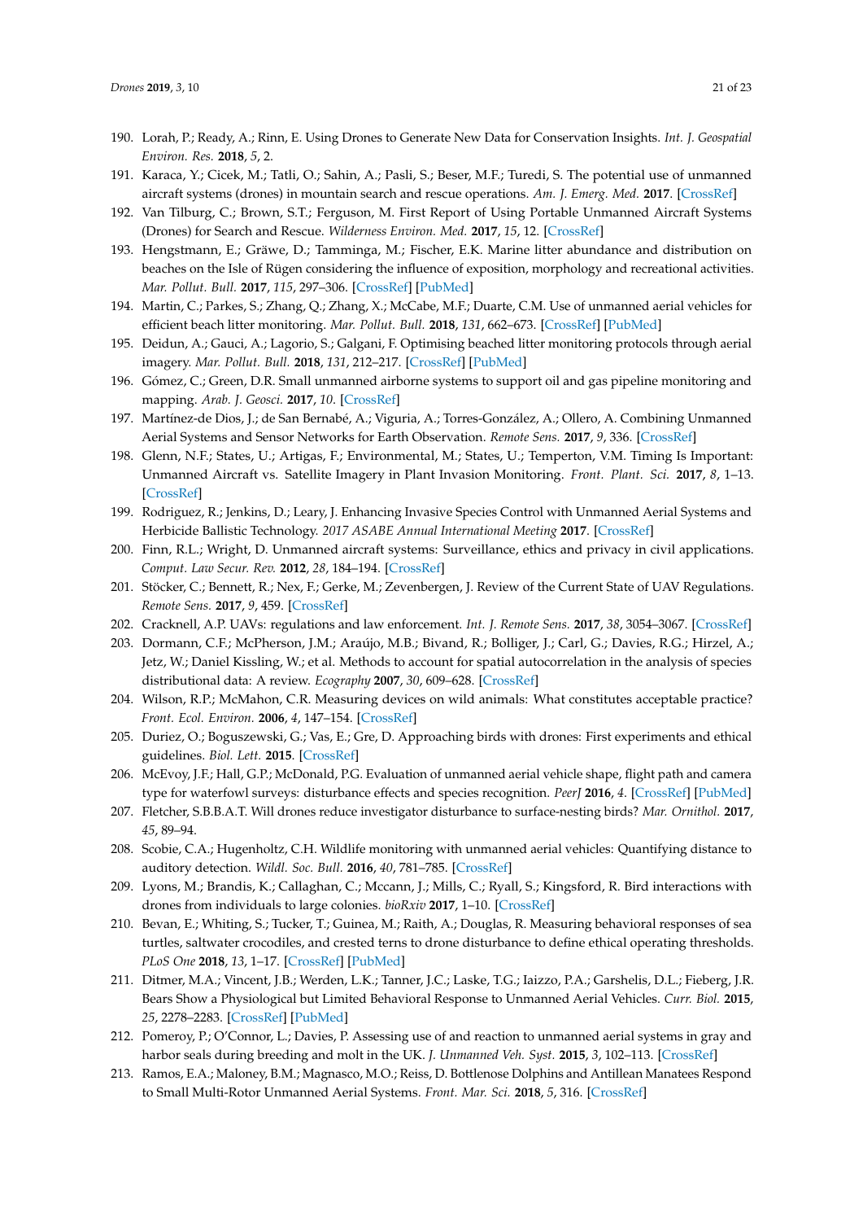190. Lorah, P.; Ready, A.; Rinn, E. Using Drones to Generate New Data for Conservation Insights. *Int. J. Geospatial Environ. Res.* **2018**, *5*, 2.
191. Karaca, Y.; Cicek, M.; Tatli, O.; Sahin, A.; Pasli, S.; Beser, M.F.; Turedi, S. The potential use of unmanned aircraft systems (drones) in mountain search and rescue operations. *Am. J. Emerg. Med.* **2017**. [CrossRef]
192. Van Tilburg, C.; Brown, S.T.; Ferguson, M. First Report of Using Portable Unmanned Aircraft Systems (Drones) for Search and Rescue. *Wilderness Environ. Med.* **2017**, *15*, 12. [CrossRef]
193. Hengstmann, E.; Gräwe, D.; Tamminga, M.; Fischer, E.K. Marine litter abundance and distribution on beaches on the Isle of Rügen considering the influence of exposition, morphology and recreational activities. *Mar. Pollut. Bull.* **2017**, *115*, 297–306. [CrossRef] [PubMed]
194. Martin, C.; Parkes, S.; Zhang, Q.; Zhang, X.; McCabe, M.F.; Duarte, C.M. Use of unmanned aerial vehicles for efficient beach litter monitoring. *Mar. Pollut. Bull.* **2018**, *131*, 662–673. [CrossRef] [PubMed]
195. Deidun, A.; Gauci, A.; Lagorio, S.; Galgani, F. Optimising beached litter monitoring protocols through aerial imagery. *Mar. Pollut. Bull.* **2018**, *131*, 212–217. [CrossRef] [PubMed]
196. Gómez, C.; Green, D.R. Small unmanned airborne systems to support oil and gas pipeline monitoring and mapping. *Arab. J. Geosci.* **2017**, *10*. [CrossRef]
197. Martínez-de Dios, J.; de San Bernabé, A.; Viguria, A.; Torres-González, A.; Ollero, A. Combining Unmanned Aerial Systems and Sensor Networks for Earth Observation. *Remote Sens.* **2017**, *9*, 336. [CrossRef]
198. Glenn, N.F.; States, U.; Artigas, F.; Environmental, M.; States, U.; Temperton, V.M. Timing Is Important: Unmanned Aircraft vs. Satellite Imagery in Plant Invasion Monitoring. *Front. Plant. Sci.* **2017**, *8*, 1–13. [CrossRef]
199. Rodriguez, R.; Jenkins, D.; Leary, J. Enhancing Invasive Species Control with Unmanned Aerial Systems and Herbicide Ballistic Technology. *2017 ASABE Annual International Meeting* **2017**. [CrossRef]
200. Finn, R.L.; Wright, D. Unmanned aircraft systems: Surveillance, ethics and privacy in civil applications. *Comput. Law Secur. Rev.* **2012**, *28*, 184–194. [CrossRef]
201. Stöcker, C.; Bennett, R.; Nex, F.; Gerke, M.; Zevenbergen, J. Review of the Current State of UAV Regulations. *Remote Sens.* **2017**, *9*, 459. [CrossRef]
202. Cracknell, A.P. UAVs: regulations and law enforcement. *Int. J. Remote Sens.* **2017**, *38*, 3054–3067. [CrossRef]
203. Dormann, C.F.; McPherson, J.M.; Araújo, M.B.; Bivand, R.; Bolliger, J.; Carl, G.; Davies, R.G.; Hirzel, A.; Jetz, W.; Daniel Kissling, W.; et al. Methods to account for spatial autocorrelation in the analysis of species distributional data: A review. *Ecography* **2007**, *30*, 609–628. [CrossRef]
204. Wilson, R.P.; McMahon, C.R. Measuring devices on wild animals: What constitutes acceptable practice? *Front. Ecol. Environ.* **2006**, *4*, 147–154. [CrossRef]
205. Duriez, O.; Boguszewski, G.; Vas, E.; Gre, D. Approaching birds with drones: First experiments and ethical guidelines. *Biol. Lett.* **2015**. [CrossRef]
206. McEvoy, J.F.; Hall, G.P.; McDonald, P.G. Evaluation of unmanned aerial vehicle shape, flight path and camera type for waterfowl surveys: disturbance effects and species recognition. *PeerJ* **2016**, *4*. [CrossRef] [PubMed]
207. Fletcher, S.B.B.A.T. Will drones reduce investigator disturbance to surface-nesting birds? *Mar. Ornithol.* **2017**, *45*, 89–94.
208. Scobie, C.A.; Hugenholtz, C.H. Wildlife monitoring with unmanned aerial vehicles: Quantifying distance to auditory detection. *Wildl. Soc. Bull.* **2016**, *40*, 781–785. [CrossRef]
209. Lyons, M.; Brandis, K.; Callaghan, C.; Mccann, J.; Mills, C.; Ryall, S.; Kingsford, R. Bird interactions with drones from individuals to large colonies. *bioRxiv* **2017**, 1–10. [CrossRef]
210. Bevan, E.; Whiting, S.; Tucker, T.; Guinea, M.; Raith, A.; Douglas, R. Measuring behavioral responses of sea turtles, saltwater crocodiles, and crested terns to drone disturbance to define ethical operating thresholds. *PLoS One* **2018**, *13*, 1–17. [CrossRef] [PubMed]
211. Ditmer, M.A.; Vincent, J.B.; Werden, L.K.; Tanner, J.C.; Laske, T.G.; Iaizzo, P.A.; Garshelis, D.L.; Fieberg, J.R. Bears Show a Physiological but Limited Behavioral Response to Unmanned Aerial Vehicles. *Curr. Biol.* **2015**, *25*, 2278–2283. [CrossRef] [PubMed]
212. Pomeroy, P.; O'Connor, L.; Davies, P. Assessing use of and reaction to unmanned aerial systems in gray and harbor seals during breeding and molt in the UK. *J. Unmanned Veh. Syst.* **2015**, *3*, 102–113. [CrossRef]
213. Ramos, E.A.; Maloney, B.M.; Magnasco, M.O.; Reiss, D. Bottlenose Dolphins and Antillean Manatees Respond to Small Multi-Rotor Unmanned Aerial Systems. *Front. Mar. Sci.* **2018**, *5*, 316. [CrossRef]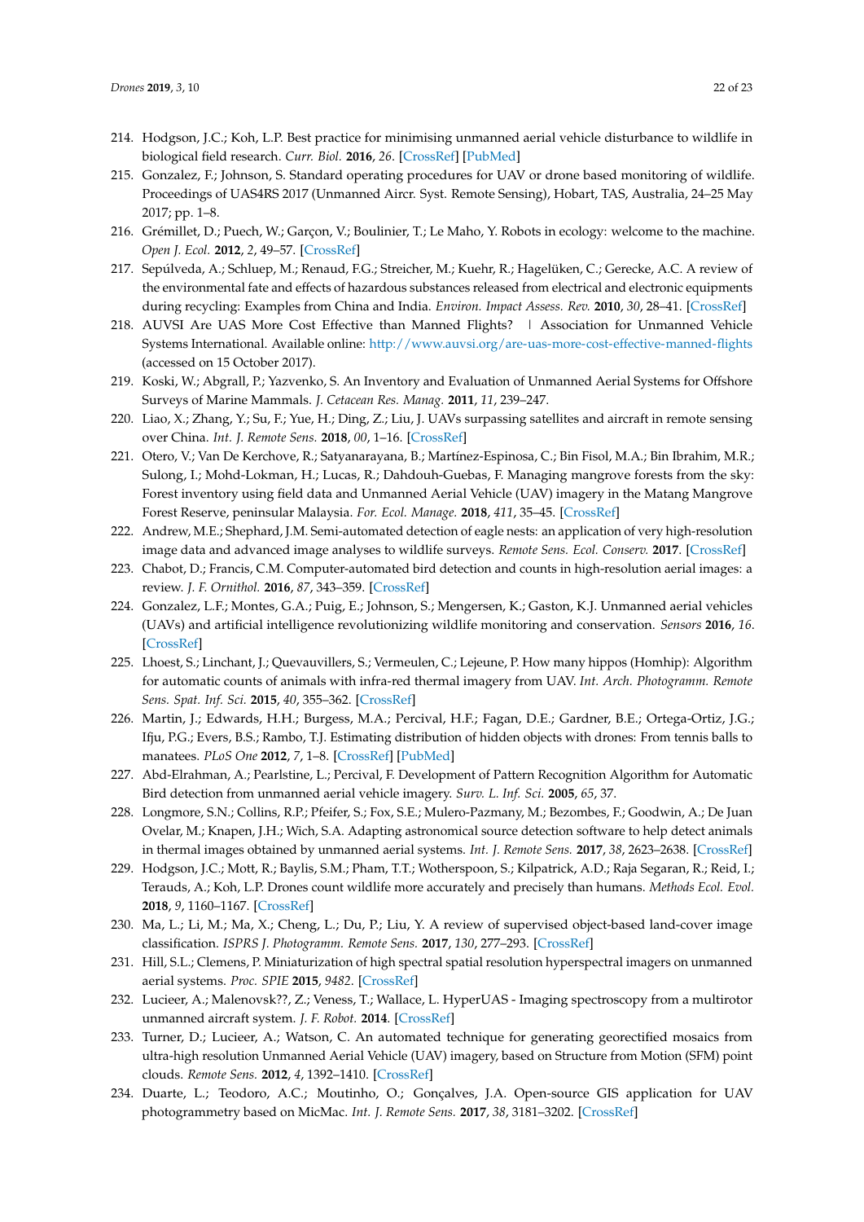214. Hodgson, J.C.; Koh, L.P. Best practice for minimising unmanned aerial vehicle disturbance to wildlife in biological field research. *Curr. Biol.* **2016**, *26*. [CrossRef] [PubMed]

215. Gonzalez, F.; Johnson, S. Standard operating procedures for UAV or drone based monitoring of wildlife. Proceedings of UAS4RS 2017 (Unmanned Aircr. Syst. Remote Sensing), Hobart, TAS, Australia, 24–25 May 2017; pp. 1–8.

216. Grémillet, D.; Puech, W.; Garçon, V.; Boulinier, T.; Le Maho, Y. Robots in ecology: welcome to the machine. *Open J. Ecol.* **2012**, *2*, 49–57. [CrossRef]

217. Sepúlveda, A.; Schluep, M.; Renaud, F.G.; Streicher, M.; Kuehr, R.; Hagelüken, C.; Gerecke, A.C. A review of the environmental fate and effects of hazardous substances released from electrical and electronic equipments during recycling: Examples from China and India. *Environ. Impact Assess. Rev.* **2010**, *30*, 28–41. [CrossRef]

218. AUVSI Are UAS More Cost Effective than Manned Flights? | Association for Unmanned Vehicle Systems International. Available online: http://www.auvsi.org/are-uas-more-cost-effective-manned-flights (accessed on 15 October 2017).

219. Koski, W.; Abgrall, P.; Yazvenko, S. An Inventory and Evaluation of Unmanned Aerial Systems for Offshore Surveys of Marine Mammals. *J. Cetacean Res. Manag.* **2011**, *11*, 239–247.

220. Liao, X.; Zhang, Y.; Su, F.; Yue, H.; Ding, Z.; Liu, J. UAVs surpassing satellites and aircraft in remote sensing over China. *Int. J. Remote Sens.* **2018**, *00*, 1–16. [CrossRef]

221. Otero, V.; Van De Kerchove, R.; Satyanarayana, B.; Martínez-Espinosa, C.; Bin Fisol, M.A.; Bin Ibrahim, M.R.; Sulong, I.; Mohd-Lokman, H.; Lucas, R.; Dahdouh-Guebas, F. Managing mangrove forests from the sky: Forest inventory using field data and Unmanned Aerial Vehicle (UAV) imagery in the Matang Mangrove Forest Reserve, peninsular Malaysia. *For. Ecol. Manage.* **2018**, *411*, 35–45. [CrossRef]

222. Andrew, M.E.; Shephard, J.M. Semi-automated detection of eagle nests: an application of very high-resolution image data and advanced image analyses to wildlife surveys. *Remote Sens. Ecol. Conserv.* **2017**. [CrossRef]

223. Chabot, D.; Francis, C.M. Computer-automated bird detection and counts in high-resolution aerial images: a review. *J. F. Ornithol.* **2016**, *87*, 343–359. [CrossRef]

224. Gonzalez, L.F.; Montes, G.A.; Puig, E.; Johnson, S.; Mengersen, K.; Gaston, K.J. Unmanned aerial vehicles (UAVs) and artificial intelligence revolutionizing wildlife monitoring and conservation. *Sensors* **2016**, *16*. [CrossRef]

225. Lhoest, S.; Linchant, J.; Quevauvillers, S.; Vermeulen, C.; Lejeune, P. How many hippos (Homhip): Algorithm for automatic counts of animals with infra-red thermal imagery from UAV. *Int. Arch. Photogramm. Remote Sens. Spat. Inf. Sci.* **2015**, *40*, 355–362. [CrossRef]

226. Martin, J.; Edwards, H.H.; Burgess, M.A.; Percival, H.F.; Fagan, D.E.; Gardner, B.E.; Ortega-Ortiz, J.G.; Ifju, P.G.; Evers, B.S.; Rambo, T.J. Estimating distribution of hidden objects with drones: From tennis balls to manatees. *PLoS One* **2012**, *7*, 1–8. [CrossRef] [PubMed]

227. Abd-Elrahman, A.; Pearlstine, L.; Percival, F. Development of Pattern Recognition Algorithm for Automatic Bird detection from unmanned aerial vehicle imagery. *Surv. L. Inf. Sci.* **2005**, *65*, 37.

228. Longmore, S.N.; Collins, R.P.; Pfeifer, S.; Fox, S.E.; Mulero-Pazmany, M.; Bezombes, F.; Goodwin, A.; De Juan Ovelar, M.; Knapen, J.H.; Wich, S.A. Adapting astronomical source detection software to help detect animals in thermal images obtained by unmanned aerial systems. *Int. J. Remote Sens.* **2017**, *38*, 2623–2638. [CrossRef]

229. Hodgson, J.C.; Mott, R.; Baylis, S.M.; Pham, T.T.; Wotherspoon, S.; Kilpatrick, A.D.; Raja Segaran, R.; Reid, I.; Terauds, A.; Koh, L.P. Drones count wildlife more accurately and precisely than humans. *Methods Ecol. Evol.* **2018**, *9*, 1160–1167. [CrossRef]

230. Ma, L.; Li, M.; Ma, X.; Cheng, L.; Du, P.; Liu, Y. A review of supervised object-based land-cover image classification. *ISPRS J. Photogramm. Remote Sens.* **2017**, *130*, 277–293. [CrossRef]

231. Hill, S.L.; Clemens, P. Miniaturization of high spectral spatial resolution hyperspectral imagers on unmanned aerial systems. *Proc. SPIE* **2015**, *9482*. [CrossRef]

232. Lucieer, A.; Malenovsk??, Z.; Veness, T.; Wallace, L. HyperUAS - Imaging spectroscopy from a multirotor unmanned aircraft system. *J. F. Robot.* **2014**. [CrossRef]

233. Turner, D.; Lucieer, A.; Watson, C. An automated technique for generating georectified mosaics from ultra-high resolution Unmanned Aerial Vehicle (UAV) imagery, based on Structure from Motion (SFM) point clouds. *Remote Sens.* **2012**, *4*, 1392–1410. [CrossRef]

234. Duarte, L.; Teodoro, A.C.; Moutinho, O.; Gonçalves, J.A. Open-source GIS application for UAV photogrammetry based on MicMac. *Int. J. Remote Sens.* **2017**, *38*, 3181–3202. [CrossRef]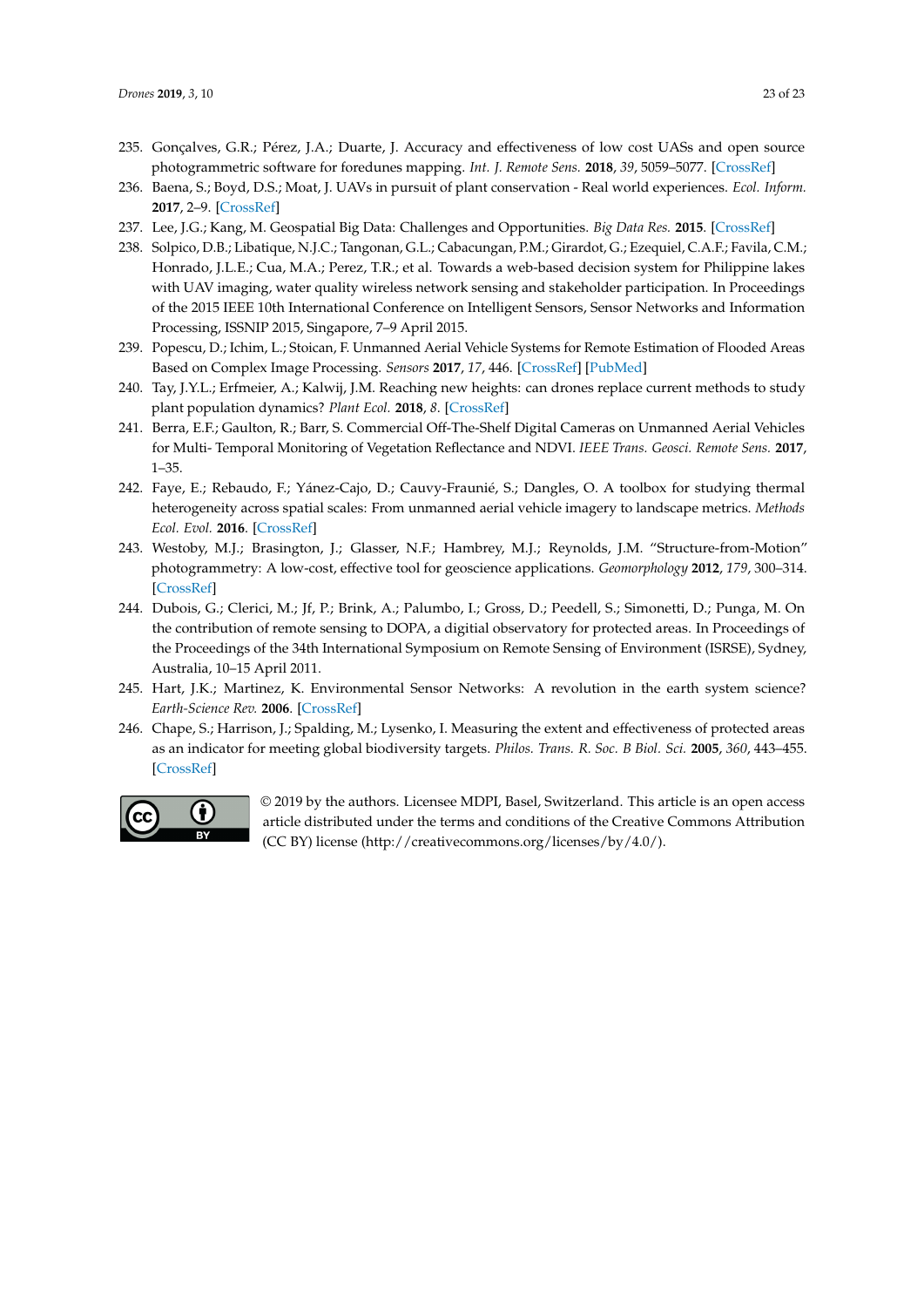235. Gonçalves, G.R.; Pérez, J.A.; Duarte, J. Accuracy and effectiveness of low cost UASs and open source photogrammetric software for foredunes mapping. *Int. J. Remote Sens.* **2018**, *39*, 5059–5077. [CrossRef]
236. Baena, S.; Boyd, D.S.; Moat, J. UAVs in pursuit of plant conservation - Real world experiences. *Ecol. Inform.* **2017**, 2–9. [CrossRef]
237. Lee, J.G.; Kang, M. Geospatial Big Data: Challenges and Opportunities. *Big Data Res.* **2015**. [CrossRef]
238. Solpico, D.B.; Libatique, N.J.C.; Tangonan, G.L.; Cabacungan, P.M.; Girardot, G.; Ezequiel, C.A.F.; Favila, C.M.; Honrado, J.L.E.; Cua, M.A.; Perez, T.R.; et al. Towards a web-based decision system for Philippine lakes with UAV imaging, water quality wireless network sensing and stakeholder participation. In Proceedings of the 2015 IEEE 10th International Conference on Intelligent Sensors, Sensor Networks and Information Processing, ISSNIP 2015, Singapore, 7–9 April 2015.
239. Popescu, D.; Ichim, L.; Stoican, F. Unmanned Aerial Vehicle Systems for Remote Estimation of Flooded Areas Based on Complex Image Processing. *Sensors* **2017**, *17*, 446. [CrossRef] [PubMed]
240. Tay, J.Y.L.; Erfmeier, A.; Kalwij, J.M. Reaching new heights: can drones replace current methods to study plant population dynamics? *Plant Ecol.* **2018**, *8*. [CrossRef]
241. Berra, E.F.; Gaulton, R.; Barr, S. Commercial Off-The-Shelf Digital Cameras on Unmanned Aerial Vehicles for Multi- Temporal Monitoring of Vegetation Reflectance and NDVI. *IEEE Trans. Geosci. Remote Sens.* **2017**, 1–35.
242. Faye, E.; Rebaudo, F.; Yánez-Cajo, D.; Cauvy-Fraunié, S.; Dangles, O. A toolbox for studying thermal heterogeneity across spatial scales: From unmanned aerial vehicle imagery to landscape metrics. *Methods Ecol. Evol.* **2016**. [CrossRef]
243. Westoby, M.J.; Brasington, J.; Glasser, N.F.; Hambrey, M.J.; Reynolds, J.M. "Structure-from-Motion" photogrammetry: A low-cost, effective tool for geoscience applications. *Geomorphology* **2012**, *179*, 300–314. [CrossRef]
244. Dubois, G.; Clerici, M.; Jf, P.; Brink, A.; Palumbo, I.; Gross, D.; Peedell, S.; Simonetti, D.; Punga, M. On the contribution of remote sensing to DOPA, a digitial observatory for protected areas. In Proceedings of the Proceedings of the 34th International Symposium on Remote Sensing of Environment (ISRSE), Sydney, Australia, 10–15 April 2011.
245. Hart, J.K.; Martinez, K. Environmental Sensor Networks: A revolution in the earth system science? *Earth-Science Rev.* **2006**. [CrossRef]
246. Chape, S.; Harrison, J.; Spalding, M.; Lysenko, I. Measuring the extent and effectiveness of protected areas as an indicator for meeting global biodiversity targets. *Philos. Trans. R. Soc. B Biol. Sci.* **2005**, *360*, 443–455. [CrossRef]

© 2019 by the authors. Licensee MDPI, Basel, Switzerland. This article is an open access article distributed under the terms and conditions of the Creative Commons Attribution (CC BY) license (http://creativecommons.org/licenses/by/4.0/).